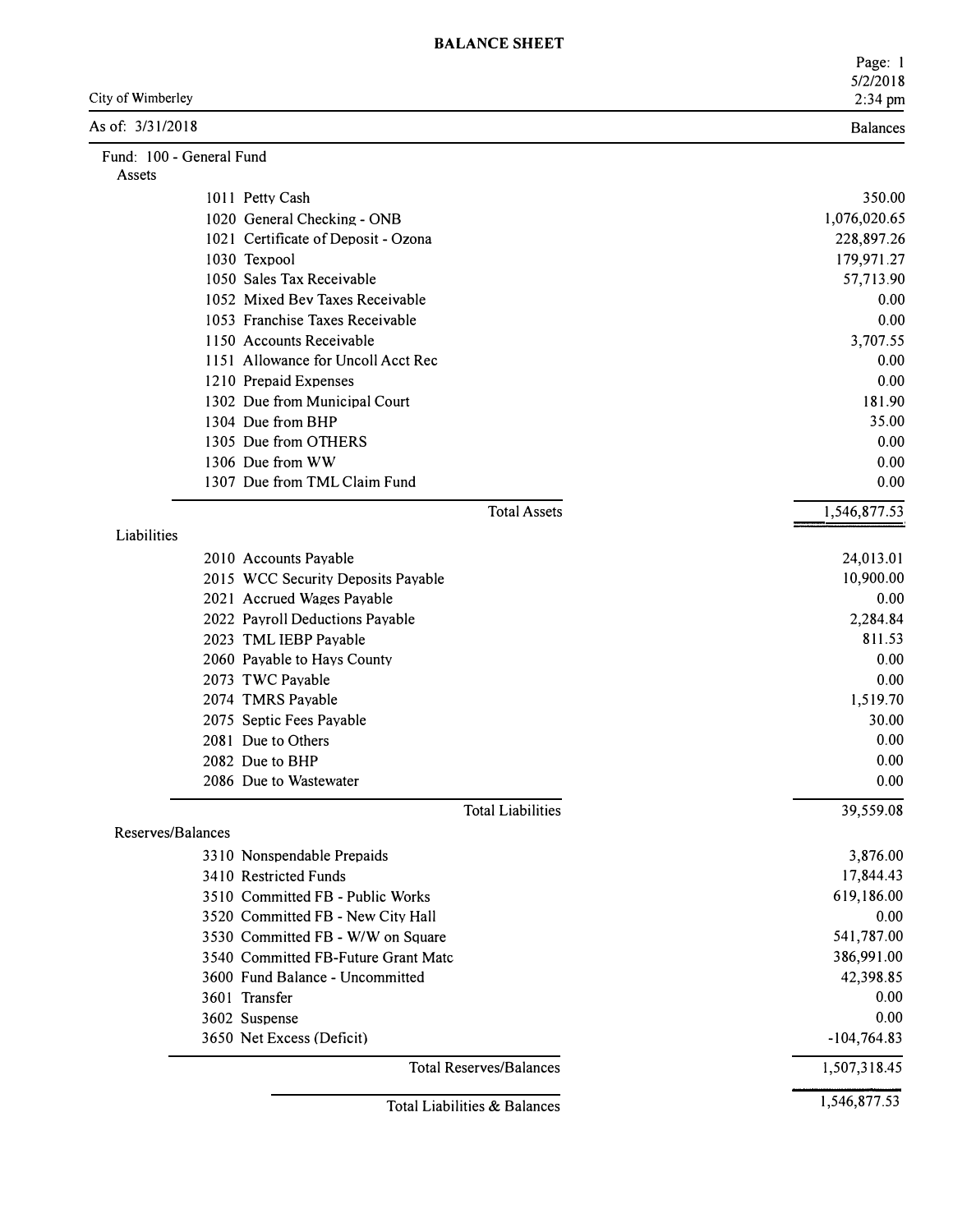# BALANCE SHEET

City of Wimberley

As of: 3/31/2018

Fund: 100 - General Fund

| Account | Balances |
|---|---|
| **Assets** | |
| 1011 Petty Cash | 350.00 |
| 1020 General Checking - ONB | 1,076,020.65 |
| 1021 Certificate of Deposit - Ozona | 228,897.26 |
| 1030 Texpool | 179,971.27 |
| 1050 Sales Tax Receivable | 57,713.90 |
| 1052 Mixed Bev Taxes Receivable | 0.00 |
| 1053 Franchise Taxes Receivable | 0.00 |
| 1150 Accounts Receivable | 3,707.55 |
| 1151 Allowance for Uncoll Acct Rec | 0.00 |
| 1210 Prepaid Expenses | 0.00 |
| 1302 Due from Municipal Court | 181.90 |
| 1304 Due from BHP | 35.00 |
| 1305 Due from OTHERS | 0.00 |
| 1306 Due from WW | 0.00 |
| 1307 Due from TML Claim Fund | 0.00 |
| Total Assets | 1,546,877.53 |
| **Liabilities** | |
| 2010 Accounts Payable | 24,013.01 |
| 2015 WCC Security Deposits Payable | 10,900.00 |
| 2021 Accrued Wages Payable | 0.00 |
| 2022 Payroll Deductions Payable | 2,284.84 |
| 2023 TML IEBP Payable | 811.53 |
| 2060 Payable to Hays County | 0.00 |
| 2073 TWC Payable | 0.00 |
| 2074 TMRS Payable | 1,519.70 |
| 2075 Septic Fees Payable | 30.00 |
| 2081 Due to Others | 0.00 |
| 2082 Due to BHP | 0.00 |
| 2086 Due to Wastewater | 0.00 |
| Total Liabilities | 39,559.08 |
| **Reserves/Balances** | |
| 3310 Nonspendable Prepaids | 3,876.00 |
| 3410 Restricted Funds | 17,844.43 |
| 3510 Committed FB - Public Works | 619,186.00 |
| 3520 Committed FB - New City Hall | 0.00 |
| 3530 Committed FB - W/W on Square | 541,787.00 |
| 3540 Committed FB-Future Grant Matc | 386,991.00 |
| 3600 Fund Balance - Uncommitted | 42,398.85 |
| 3601 Transfer | 0.00 |
| 3602 Suspense | 0.00 |
| 3650 Net Excess (Deficit) | -104,764.83 |
| Total Reserves/Balances | 1,507,318.45 |
| Total Liabilities & Balances | 1,546,877.53 |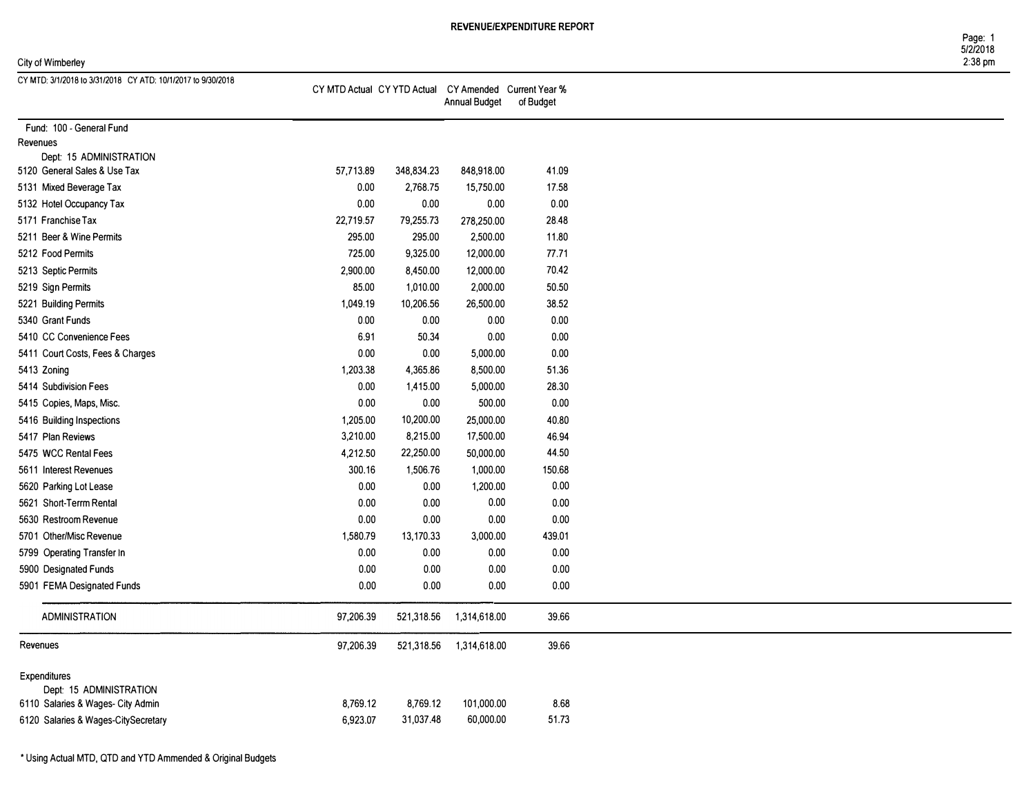# REVENUE/EXPENDITURE REPORT

City of Wimberley

CY MTD: 3/1/2018 to 3/31/2018 CY ATD: 10/1/2017 to 9/30/2018

| | CY MTD Actual | CY YTD Actual | CY Amended Annual Budget | Current Year % of Budget |
|---|---|---|---|---|
| **Fund: 100 - General Fund** | | | | |
| **Revenues** | | | | |
| Dept: 15 ADMINISTRATION | | | | |
| 5120 General Sales & Use Tax | 57,713.89 | 348,834.23 | 848,918.00 | 41.09 |
| 5131 Mixed Beverage Tax | 0.00 | 2,768.75 | 15,750.00 | 17.58 |
| 5132 Hotel Occupancy Tax | 0.00 | 0.00 | 0.00 | 0.00 |
| 5171 Franchise Tax | 22,719.57 | 79,255.73 | 278,250.00 | 28.48 |
| 5211 Beer & Wine Permits | 295.00 | 295.00 | 2,500.00 | 11.80 |
| 5212 Food Permits | 725.00 | 9,325.00 | 12,000.00 | 77.71 |
| 5213 Septic Permits | 2,900.00 | 8,450.00 | 12,000.00 | 70.42 |
| 5219 Sign Permits | 85.00 | 1,010.00 | 2,000.00 | 50.50 |
| 5221 Building Permits | 1,049.19 | 10,206.56 | 26,500.00 | 38.52 |
| 5340 Grant Funds | 0.00 | 0.00 | 0.00 | 0.00 |
| 5410 CC Convenience Fees | 6.91 | 50.34 | 0.00 | 0.00 |
| 5411 Court Costs, Fees & Charges | 0.00 | 0.00 | 5,000.00 | 0.00 |
| 5413 Zoning | 1,203.38 | 4,365.86 | 8,500.00 | 51.36 |
| 5414 Subdivision Fees | 0.00 | 1,415.00 | 5,000.00 | 28.30 |
| 5415 Copies, Maps, Misc. | 0.00 | 0.00 | 500.00 | 0.00 |
| 5416 Building Inspections | 1,205.00 | 10,200.00 | 25,000.00 | 40.80 |
| 5417 Plan Reviews | 3,210.00 | 8,215.00 | 17,500.00 | 46.94 |
| 5475 WCC Rental Fees | 4,212.50 | 22,250.00 | 50,000.00 | 44.50 |
| 5611 Interest Revenues | 300.16 | 1,506.76 | 1,000.00 | 150.68 |
| 5620 Parking Lot Lease | 0.00 | 0.00 | 1,200.00 | 0.00 |
| 5621 Short-Terrm Rental | 0.00 | 0.00 | 0.00 | 0.00 |
| 5630 Restroom Revenue | 0.00 | 0.00 | 0.00 | 0.00 |
| 5701 Other/Misc Revenue | 1,580.79 | 13,170.33 | 3,000.00 | 439.01 |
| 5799 Operating Transfer In | 0.00 | 0.00 | 0.00 | 0.00 |
| 5900 Designated Funds | 0.00 | 0.00 | 0.00 | 0.00 |
| 5901 FEMA Designated Funds | 0.00 | 0.00 | 0.00 | 0.00 |
| ADMINISTRATION | 97,206.39 | 521,318.56 | 1,314,618.00 | 39.66 |
| Revenues | 97,206.39 | 521,318.56 | 1,314,618.00 | 39.66 |
| **Expenditures** | | | | |
| Dept: 15 ADMINISTRATION | | | | |
| 6110 Salaries & Wages- City Admin | 8,769.12 | 8,769.12 | 101,000.00 | 8.68 |
| 6120 Salaries & Wages-CitySecretary | 6,923.07 | 31,037.48 | 60,000.00 | 51.73 |

* Using Actual MTD, QTD and YTD Ammended & Original Budgets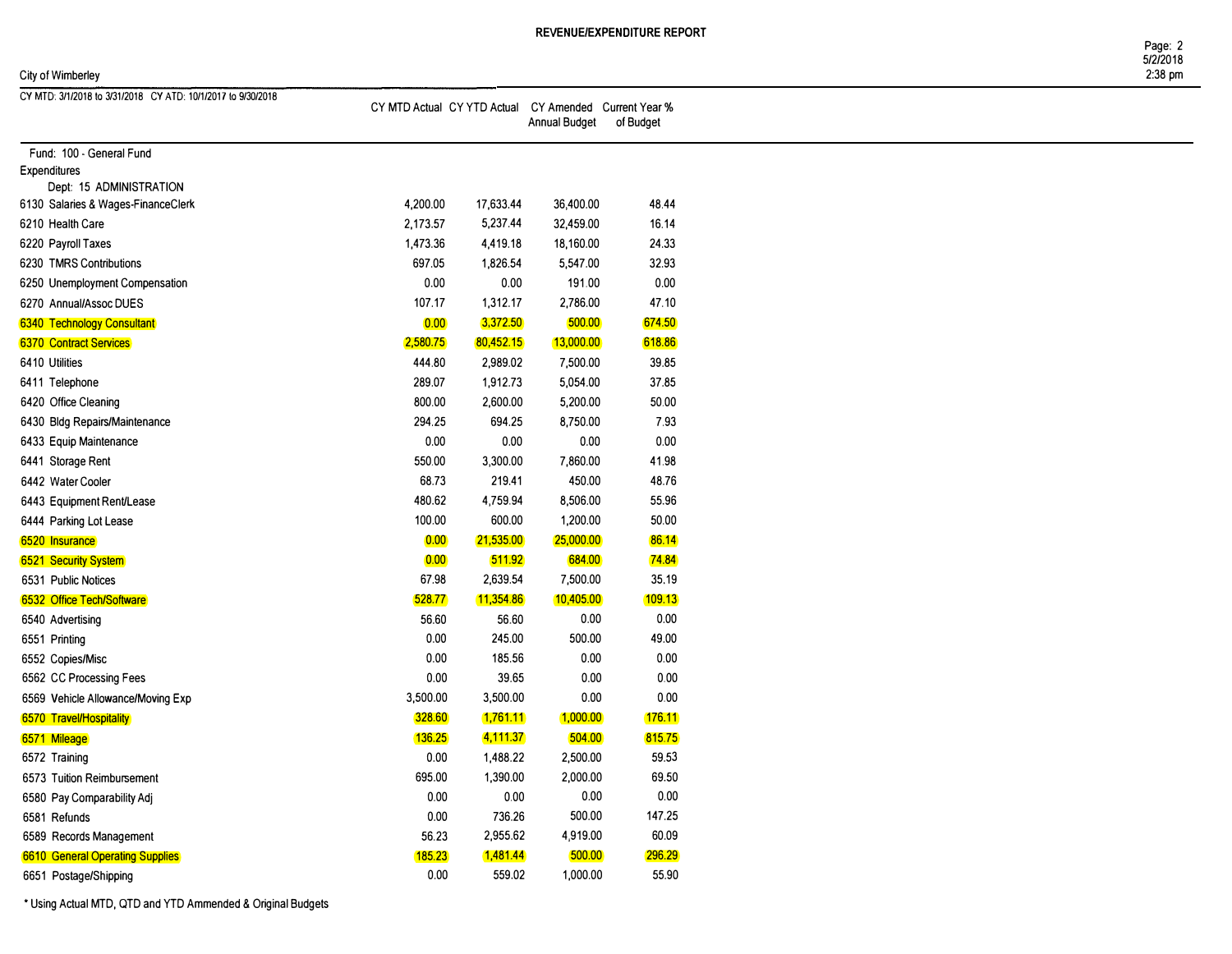# REVENUE/EXPENDITURE REPORT

City of Wimberley

CY MTD: 3/1/2018 to 3/31/2018 CY ATD: 10/1/2017 to 9/30/2018

| | CY MTD Actual | CY YTD Actual | CY Amended Annual Budget | Current Year % of Budget |
|---|---|---|---|---|
| **Fund: 100 - General Fund** | | | | |
| **Expenditures** | | | | |
| **Dept: 15 ADMINISTRATION** | | | | |
| 6130 Salaries & Wages-FinanceClerk | 4,200.00 | 17,633.44 | 36,400.00 | 48.44 |
| 6210 Health Care | 2,173.57 | 5,237.44 | 32,459.00 | 16.14 |
| 6220 Payroll Taxes | 1,473.36 | 4,419.18 | 18,160.00 | 24.33 |
| 6230 TMRS Contributions | 697.05 | 1,826.54 | 5,547.00 | 32.93 |
| 6250 Unemployment Compensation | 0.00 | 0.00 | 191.00 | 0.00 |
| 6270 Annual/Assoc DUES | 107.17 | 1,312.17 | 2,786.00 | 47.10 |
| 6340 Technology Consultant | 0.00 | 3,372.50 | 500.00 | 674.50 |
| 6370 Contract Services | 2,580.75 | 80,452.15 | 13,000.00 | 618.86 |
| 6410 Utilities | 444.80 | 2,989.02 | 7,500.00 | 39.85 |
| 6411 Telephone | 289.07 | 1,912.73 | 5,054.00 | 37.85 |
| 6420 Office Cleaning | 800.00 | 2,600.00 | 5,200.00 | 50.00 |
| 6430 Bldg Repairs/Maintenance | 294.25 | 694.25 | 8,750.00 | 7.93 |
| 6433 Equip Maintenance | 0.00 | 0.00 | 0.00 | 0.00 |
| 6441 Storage Rent | 550.00 | 3,300.00 | 7,860.00 | 41.98 |
| 6442 Water Cooler | 68.73 | 219.41 | 450.00 | 48.76 |
| 6443 Equipment Rent/Lease | 480.62 | 4,759.94 | 8,506.00 | 55.96 |
| 6444 Parking Lot Lease | 100.00 | 600.00 | 1,200.00 | 50.00 |
| 6520 Insurance | 0.00 | 21,535.00 | 25,000.00 | 86.14 |
| 6521 Security System | 0.00 | 511.92 | 684.00 | 74.84 |
| 6531 Public Notices | 67.98 | 2,639.54 | 7,500.00 | 35.19 |
| 6532 Office Tech/Software | 528.77 | 11,354.86 | 10,405.00 | 109.13 |
| 6540 Advertising | 56.60 | 56.60 | 0.00 | 0.00 |
| 6551 Printing | 0.00 | 245.00 | 500.00 | 49.00 |
| 6552 Copies/Misc | 0.00 | 185.56 | 0.00 | 0.00 |
| 6562 CC Processing Fees | 0.00 | 39.65 | 0.00 | 0.00 |
| 6569 Vehicle Allowance/Moving Exp | 3,500.00 | 3,500.00 | 0.00 | 0.00 |
| 6570 Travel/Hospitality | 328.60 | 1,761.11 | 1,000.00 | 176.11 |
| 6571 Mileage | 136.25 | 4,111.37 | 504.00 | 815.75 |
| 6572 Training | 0.00 | 1,488.22 | 2,500.00 | 59.53 |
| 6573 Tuition Reimbursement | 695.00 | 1,390.00 | 2,000.00 | 69.50 |
| 6580 Pay Comparability Adj | 0.00 | 0.00 | 0.00 | 0.00 |
| 6581 Refunds | 0.00 | 736.26 | 500.00 | 147.25 |
| 6589 Records Management | 56.23 | 2,955.62 | 4,919.00 | 60.09 |
| 6610 General Operating Supplies | 185.23 | 1,481.44 | 500.00 | 296.29 |
| 6651 Postage/Shipping | 0.00 | 559.02 | 1,000.00 | 55.90 |

* Using Actual MTD, QTD and YTD Ammended & Original Budgets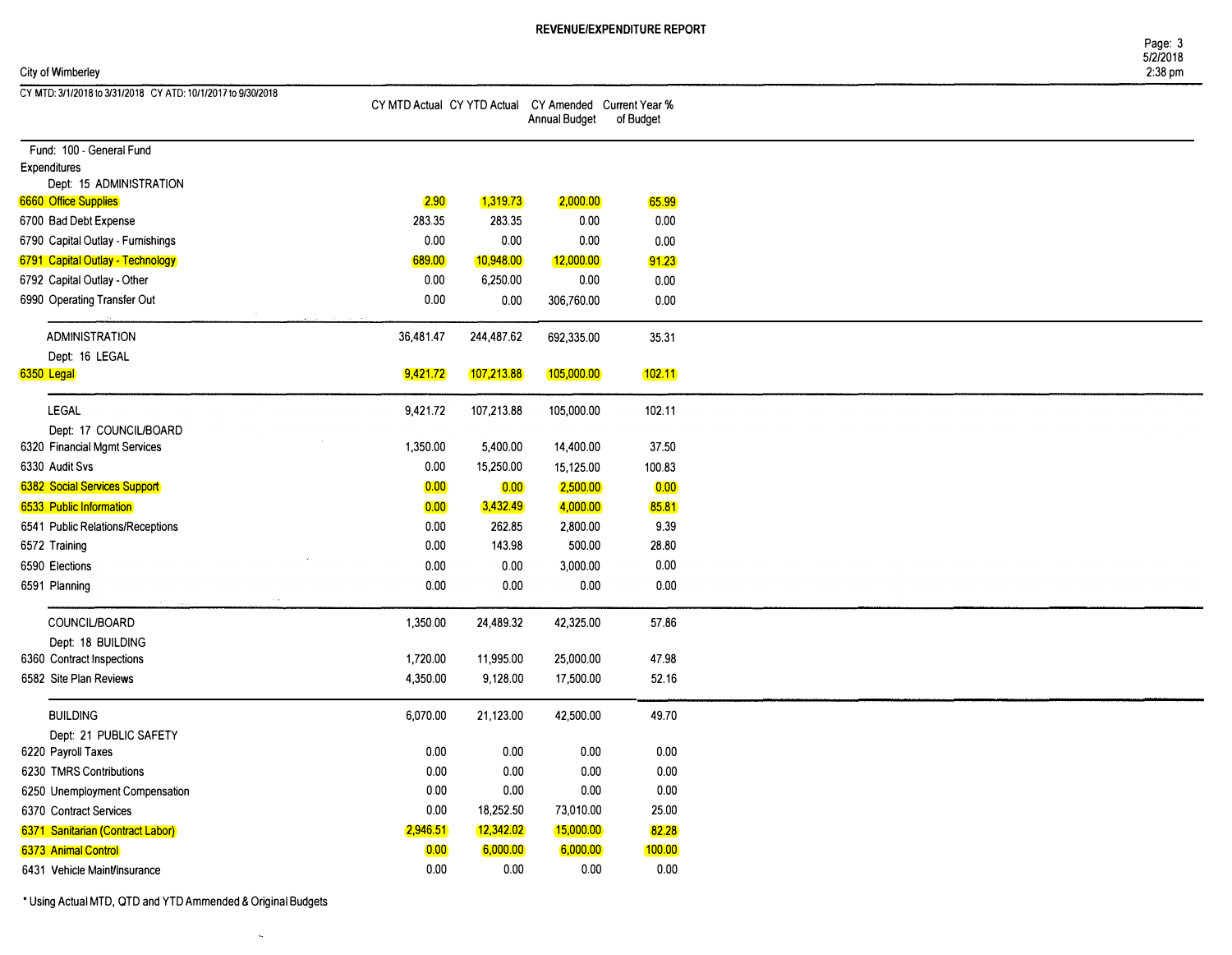# REVENUE/EXPENDITURE REPORT

City of Wimberley

CY MTD: 3/1/2018 to 3/31/2018 CY ATD: 10/1/2017 to 9/30/2018

| | CY MTD Actual | CY YTD Actual | CY Amended Annual Budget | Current Year % of Budget |
|---|---|---|---|---|
| **Fund: 100 - General Fund** | | | | |
| **Expenditures** | | | | |
| Dept: 15 ADMINISTRATION | | | | |
| 6660 Office Supplies | 2.90 | 1,319.73 | 2,000.00 | 65.99 |
| 6700 Bad Debt Expense | 283.35 | 283.35 | 0.00 | 0.00 |
| 6790 Capital Outlay - Furnishings | 0.00 | 0.00 | 0.00 | 0.00 |
| 6791 Capital Outlay - Technology | 689.00 | 10,948.00 | 12,000.00 | 91.23 |
| 6792 Capital Outlay - Other | 0.00 | 6,250.00 | 0.00 | 0.00 |
| 6990 Operating Transfer Out | 0.00 | 0.00 | 306,760.00 | 0.00 |
| ADMINISTRATION | 36,481.47 | 244,487.62 | 692,335.00 | 35.31 |
| Dept: 16 LEGAL | | | | |
| 6350 Legal | 9,421.72 | 107,213.88 | 105,000.00 | 102.11 |
| LEGAL | 9,421.72 | 107,213.88 | 105,000.00 | 102.11 |
| Dept: 17 COUNCIL/BOARD | | | | |
| 6320 Financial Mgmt Services | 1,350.00 | 5,400.00 | 14,400.00 | 37.50 |
| 6330 Audit Svs | 0.00 | 15,250.00 | 15,125.00 | 100.83 |
| 6382 Social Services Support | 0.00 | 0.00 | 2,500.00 | 0.00 |
| 6533 Public Information | 0.00 | 3,432.49 | 4,000.00 | 85.81 |
| 6541 Public Relations/Receptions | 0.00 | 262.85 | 2,800.00 | 9.39 |
| 6572 Training | 0.00 | 143.98 | 500.00 | 28.80 |
| 6590 Elections | 0.00 | 0.00 | 3,000.00 | 0.00 |
| 6591 Planning | 0.00 | 0.00 | 0.00 | 0.00 |
| COUNCIL/BOARD | 1,350.00 | 24,489.32 | 42,325.00 | 57.86 |
| Dept: 18 BUILDING | | | | |
| 6360 Contract Inspections | 1,720.00 | 11,995.00 | 25,000.00 | 47.98 |
| 6582 Site Plan Reviews | 4,350.00 | 9,128.00 | 17,500.00 | 52.16 |
| BUILDING | 6,070.00 | 21,123.00 | 42,500.00 | 49.70 |
| Dept: 21 PUBLIC SAFETY | | | | |
| 6220 Payroll Taxes | 0.00 | 0.00 | 0.00 | 0.00 |
| 6230 TMRS Contributions | 0.00 | 0.00 | 0.00 | 0.00 |
| 6250 Unemployment Compensation | 0.00 | 0.00 | 0.00 | 0.00 |
| 6370 Contract Services | 0.00 | 18,252.50 | 73,010.00 | 25.00 |
| 6371 Sanitarian (Contract Labor) | 2,946.51 | 12,342.02 | 15,000.00 | 82.28 |
| 6373 Animal Control | 0.00 | 6,000.00 | 6,000.00 | 100.00 |
| 6431 Vehicle Maint/Insurance | 0.00 | 0.00 | 0.00 | 0.00 |

* Using Actual MTD, QTD and YTD Ammended & Original Budgets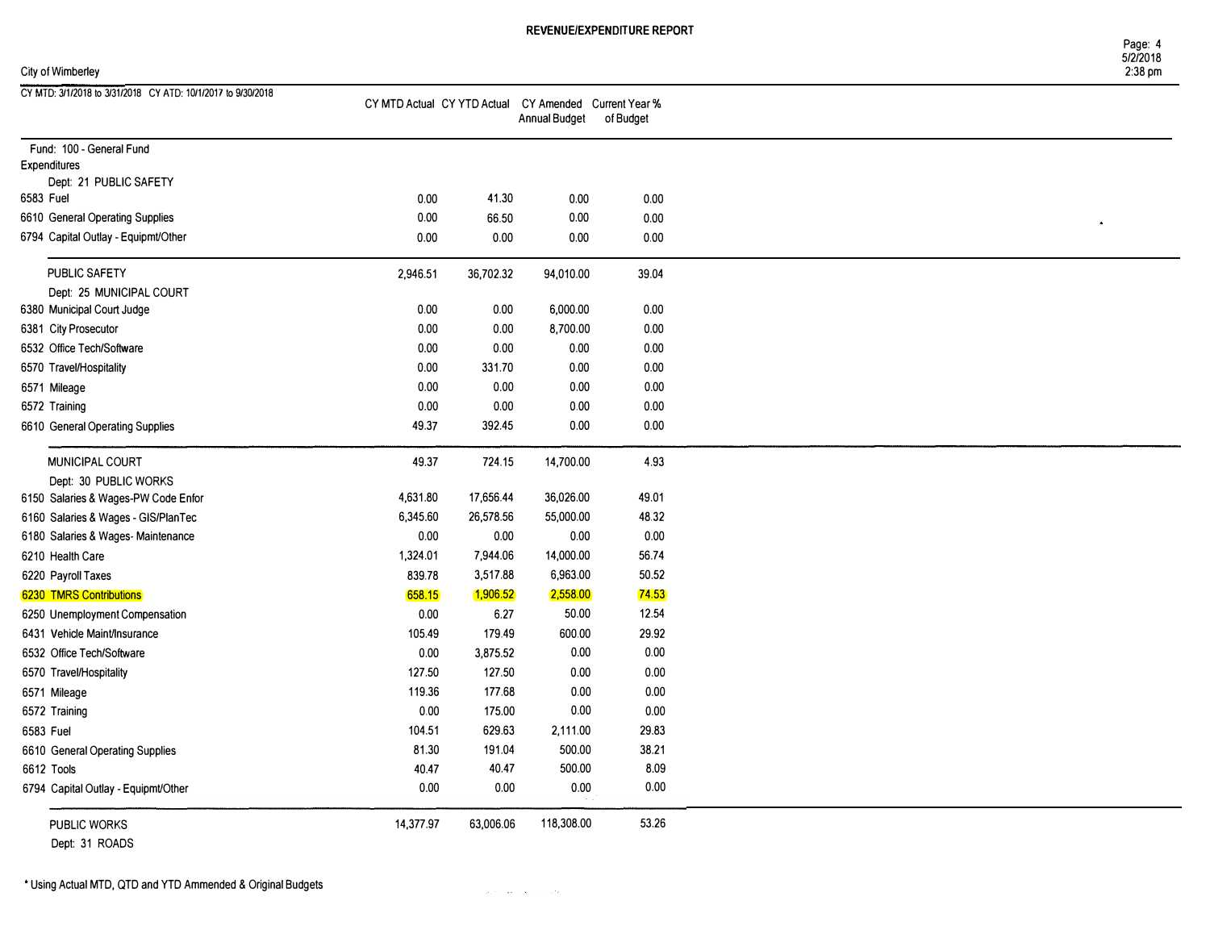# REVENUE/EXPENDITURE REPORT

City of Wimberley

CY MTD: 3/1/2018 to 3/31/2018 CY ATD: 10/1/2017 to 9/30/2018

| | CY MTD Actual | CY YTD Actual | CY Amended Annual Budget | Current Year % of Budget |
|---|---|---|---|---|
| Fund: 100 - General Fund | | | | |
| Expenditures | | | | |
| Dept: 21 PUBLIC SAFETY | | | | |
| 6583 Fuel | 0.00 | 41.30 | 0.00 | 0.00 |
| 6610 General Operating Supplies | 0.00 | 66.50 | 0.00 | 0.00 |
| 6794 Capital Outlay - Equipmt/Other | 0.00 | 0.00 | 0.00 | 0.00 |
| PUBLIC SAFETY | 2,946.51 | 36,702.32 | 94,010.00 | 39.04 |
| Dept: 25 MUNICIPAL COURT | | | | |
| 6380 Municipal Court Judge | 0.00 | 0.00 | 6,000.00 | 0.00 |
| 6381 City Prosecutor | 0.00 | 0.00 | 8,700.00 | 0.00 |
| 6532 Office Tech/Software | 0.00 | 0.00 | 0.00 | 0.00 |
| 6570 Travel/Hospitality | 0.00 | 331.70 | 0.00 | 0.00 |
| 6571 Mileage | 0.00 | 0.00 | 0.00 | 0.00 |
| 6572 Training | 0.00 | 0.00 | 0.00 | 0.00 |
| 6610 General Operating Supplies | 49.37 | 392.45 | 0.00 | 0.00 |
| MUNICIPAL COURT | 49.37 | 724.15 | 14,700.00 | 4.93 |
| Dept: 30 PUBLIC WORKS | | | | |
| 6150 Salaries & Wages-PW Code Enfor | 4,631.80 | 17,656.44 | 36,026.00 | 49.01 |
| 6160 Salaries & Wages - GIS/PlanTec | 6,345.60 | 26,578.56 | 55,000.00 | 48.32 |
| 6180 Salaries & Wages- Maintenance | 0.00 | 0.00 | 0.00 | 0.00 |
| 6210 Health Care | 1,324.01 | 7,944.06 | 14,000.00 | 56.74 |
| 6220 Payroll Taxes | 839.78 | 3,517.88 | 6,963.00 | 50.52 |
| 6230 TMRS Contributions | 658.15 | 1,906.52 | 2,558.00 | 74.53 |
| 6250 Unemployment Compensation | 0.00 | 6.27 | 50.00 | 12.54 |
| 6431 Vehicle Maint/Insurance | 105.49 | 179.49 | 600.00 | 29.92 |
| 6532 Office Tech/Software | 0.00 | 3,875.52 | 0.00 | 0.00 |
| 6570 Travel/Hospitality | 127.50 | 127.50 | 0.00 | 0.00 |
| 6571 Mileage | 119.36 | 177.68 | 0.00 | 0.00 |
| 6572 Training | 0.00 | 175.00 | 0.00 | 0.00 |
| 6583 Fuel | 104.51 | 629.63 | 2,111.00 | 29.83 |
| 6610 General Operating Supplies | 81.30 | 191.04 | 500.00 | 38.21 |
| 6612 Tools | 40.47 | 40.47 | 500.00 | 8.09 |
| 6794 Capital Outlay - Equipmt/Other | 0.00 | 0.00 | 0.00 | 0.00 |
| PUBLIC WORKS | 14,377.97 | 63,006.06 | 118,308.00 | 53.26 |
| Dept: 31 ROADS | | | | |

* Using Actual MTD, QTD and YTD Ammended & Original Budgets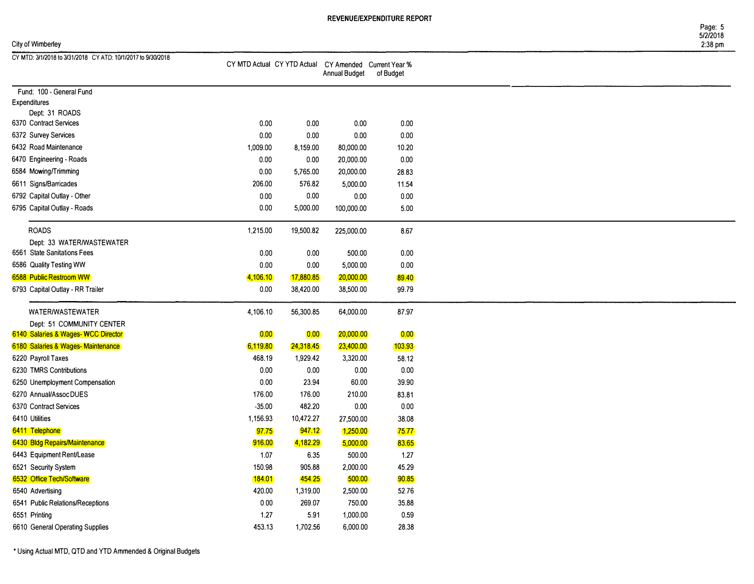# REVENUE/EXPENDITURE REPORT

City of Wimberley

CY MTD: 3/1/2018 to 3/31/2018 CY ATD: 10/1/2017 to 9/30/2018

| | CY MTD Actual | CY YTD Actual | CY Amended Annual Budget | Current Year % of Budget |
|---|---|---|---|---|
| **Fund: 100 - General Fund** | | | | |
| **Expenditures** | | | | |
| **Dept: 31 ROADS** | | | | |
| 6370 Contract Services | 0.00 | 0.00 | 0.00 | 0.00 |
| 6372 Survey Services | 0.00 | 0.00 | 0.00 | 0.00 |
| 6432 Road Maintenance | 1,009.00 | 8,159.00 | 80,000.00 | 10.20 |
| 6470 Engineering - Roads | 0.00 | 0.00 | 20,000.00 | 0.00 |
| 6584 Mowing/Trimming | 0.00 | 5,765.00 | 20,000.00 | 28.83 |
| 6611 Signs/Barricades | 206.00 | 576.82 | 5,000.00 | 11.54 |
| 6792 Capital Outlay - Other | 0.00 | 0.00 | 0.00 | 0.00 |
| 6795 Capital Outlay - Roads | 0.00 | 5,000.00 | 100,000.00 | 5.00 |
| ROADS | 1,215.00 | 19,500.82 | 225,000.00 | 8.67 |
| **Dept: 33 WATER/WASTEWATER** | | | | |
| 6561 State Sanitations Fees | 0.00 | 0.00 | 500.00 | 0.00 |
| 6586 Quality Testing WW | 0.00 | 0.00 | 5,000.00 | 0.00 |
| 6588 Public Restroom WW | 4,106.10 | 17,880.85 | 20,000.00 | 89.40 |
| 6793 Capital Outlay - RR Trailer | 0.00 | 38,420.00 | 38,500.00 | 99.79 |
| WATER/WASTEWATER | 4,106.10 | 56,300.85 | 64,000.00 | 87.97 |
| **Dept: 51 COMMUNITY CENTER** | | | | |
| 6140 Salaries & Wages- WCC Director | 0.00 | 0.00 | 20,000.00 | 0.00 |
| 6180 Salaries & Wages- Maintenance | 6,119.80 | 24,318.45 | 23,400.00 | 103.93 |
| 6220 Payroll Taxes | 468.19 | 1,929.42 | 3,320.00 | 58.12 |
| 6230 TMRS Contributions | 0.00 | 0.00 | 0.00 | 0.00 |
| 6250 Unemployment Compensation | 0.00 | 23.94 | 60.00 | 39.90 |
| 6270 Annual/Assoc DUES | 176.00 | 176.00 | 210.00 | 83.81 |
| 6370 Contract Services | -35.00 | 482.20 | 0.00 | 0.00 |
| 6410 Utilities | 1,156.93 | 10,472.27 | 27,500.00 | 38.08 |
| 6411 Telephone | 97.75 | 947.12 | 1,250.00 | 75.77 |
| 6430 Bldg Repairs/Maintenance | 916.00 | 4,182.29 | 5,000.00 | 83.65 |
| 6443 Equipment Rent/Lease | 1.07 | 6.35 | 500.00 | 1.27 |
| 6521 Security System | 150.98 | 905.88 | 2,000.00 | 45.29 |
| 6532 Office Tech/Software | 184.01 | 454.25 | 500.00 | 90.85 |
| 6540 Advertising | 420.00 | 1,319.00 | 2,500.00 | 52.76 |
| 6541 Public Relations/Receptions | 0.00 | 269.07 | 750.00 | 35.88 |
| 6551 Printing | 1.27 | 5.91 | 1,000.00 | 0.59 |
| 6610 General Operating Supplies | 453.13 | 1,702.56 | 6,000.00 | 28.38 |

* Using Actual MTD, QTD and YTD Ammended & Original Budgets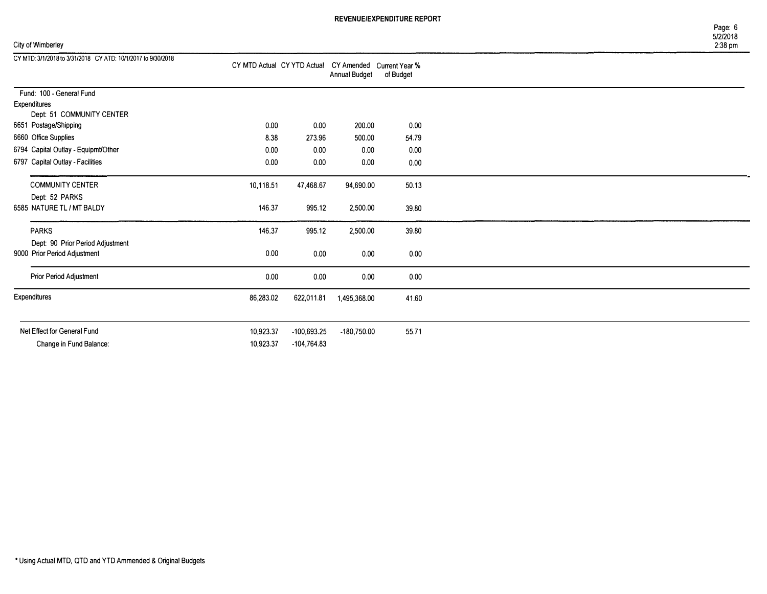**REVENUE/EXPENDITURE REPORT**

City of Wimberley

| CY MTD: 3/1/2018 to 3/31/2018 CY ATD: 10/1/2017 to 9/30/2018 | CY MTD Actual | CY YTD Actual | CY Amended Annual Budget | Current Year % of Budget |
|---|---|---|---|---|
| Fund: 100 - General Fund | | | | |
| Expenditures | | | | |
| Dept: 51 COMMUNITY CENTER | | | | |
| 6651 Postage/Shipping | 0.00 | 0.00 | 200.00 | 0.00 |
| 6660 Office Supplies | 8.38 | 273.96 | 500.00 | 54.79 |
| 6794 Capital Outlay - Equipmt/Other | 0.00 | 0.00 | 0.00 | 0.00 |
| 6797 Capital Outlay - Facilities | 0.00 | 0.00 | 0.00 | 0.00 |
| COMMUNITY CENTER | 10,118.51 | 47,468.67 | 94,690.00 | 50.13 |
| Dept: 52 PARKS | | | | |
| 6585 NATURE TL / MT BALDY | 146.37 | 995.12 | 2,500.00 | 39.80 |
| PARKS | 146.37 | 995.12 | 2,500.00 | 39.80 |
| Dept: 90 Prior Period Adjustment | | | | |
| 9000 Prior Period Adjustment | 0.00 | 0.00 | 0.00 | 0.00 |
| Prior Period Adjustment | 0.00 | 0.00 | 0.00 | 0.00 |
| Expenditures | 86,283.02 | 622,011.81 | 1,495,368.00 | 41.60 |
| Net Effect for General Fund | 10,923.37 | -100,693.25 | -180,750.00 | 55.71 |
| Change in Fund Balance: | 10,923.37 | -104,764.83 | | |

* Using Actual MTD, QTD and YTD Ammended & Original Budgets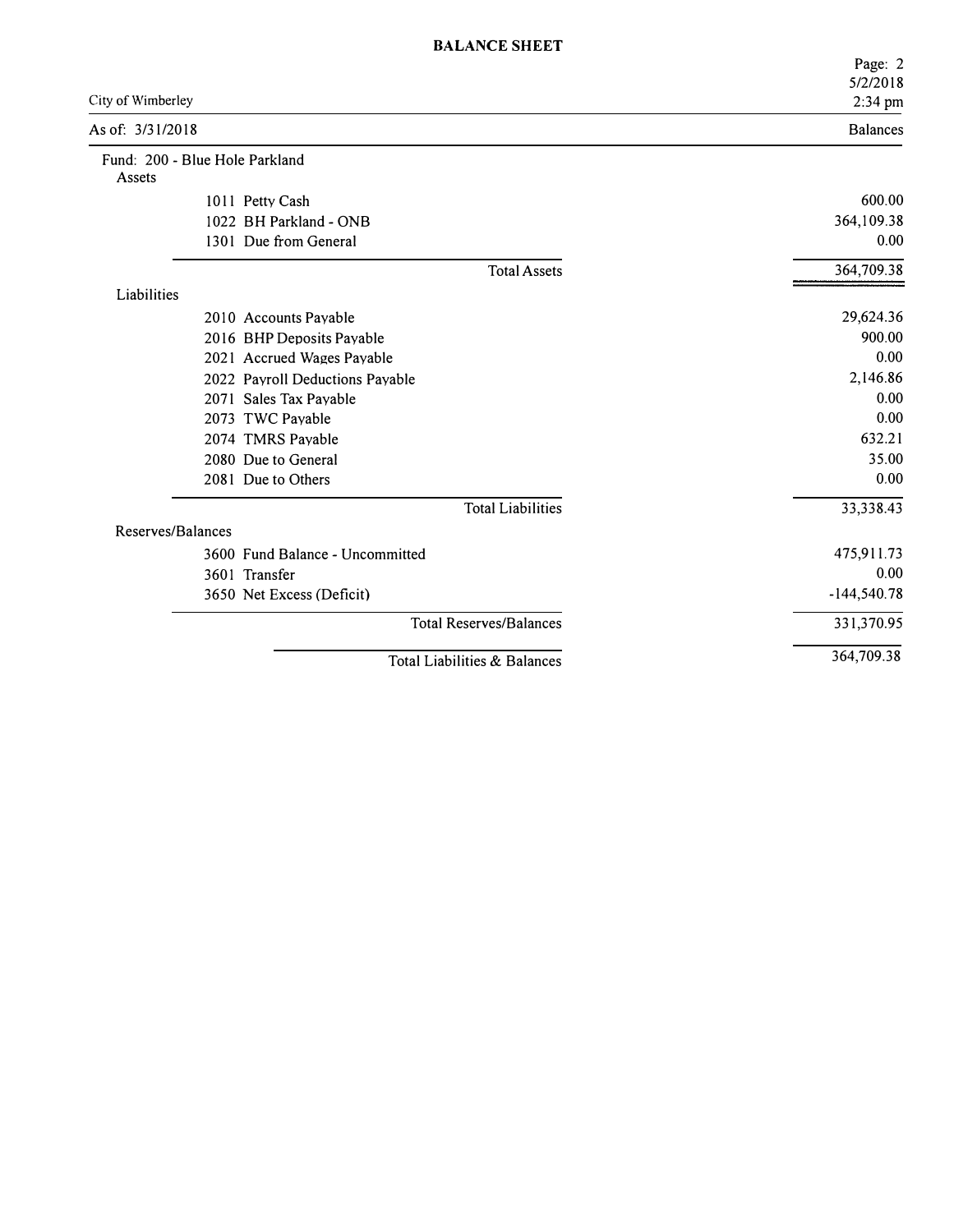# BALANCE SHEET

City of Wimberley

As of: 3/31/2018

| | Balances |
|---|---|
| **Fund: 200 - Blue Hole Parkland** | |
| **Assets** | |
| 1011 Petty Cash | 600.00 |
| 1022 BH Parkland - ONB | 364,109.38 |
| 1301 Due from General | 0.00 |
| Total Assets | 364,709.38 |
| **Liabilities** | |
| 2010 Accounts Payable | 29,624.36 |
| 2016 BHP Deposits Payable | 900.00 |
| 2021 Accrued Wages Payable | 0.00 |
| 2022 Payroll Deductions Payable | 2,146.86 |
| 2071 Sales Tax Payable | 0.00 |
| 2073 TWC Payable | 0.00 |
| 2074 TMRS Payable | 632.21 |
| 2080 Due to General | 35.00 |
| 2081 Due to Others | 0.00 |
| Total Liabilities | 33,338.43 |
| **Reserves/Balances** | |
| 3600 Fund Balance - Uncommitted | 475,911.73 |
| 3601 Transfer | 0.00 |
| 3650 Net Excess (Deficit) | -144,540.78 |
| Total Reserves/Balances | 331,370.95 |
| Total Liabilities & Balances | 364,709.38 |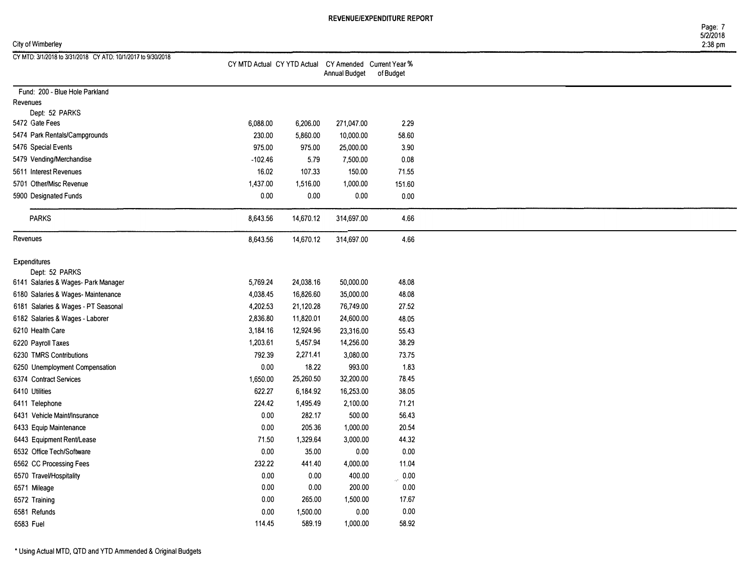# REVENUE/EXPENDITURE REPORT

City of Wimberley

CY MTD: 3/1/2018 to 3/31/2018 CY ATD: 10/1/2017 to 9/30/2018

| | CY MTD Actual | CY YTD Actual | CY Amended Annual Budget | Current Year % of Budget |
|---|---|---|---|---|
| **Fund: 200 - Blue Hole Parkland** | | | | |
| **Revenues** | | | | |
| Dept: 52 PARKS | | | | |
| 5472 Gate Fees | 6,088.00 | 6,206.00 | 271,047.00 | 2.29 |
| 5474 Park Rentals/Campgrounds | 230.00 | 5,860.00 | 10,000.00 | 58.60 |
| 5476 Special Events | 975.00 | 975.00 | 25,000.00 | 3.90 |
| 5479 Vending/Merchandise | -102.46 | 5.79 | 7,500.00 | 0.08 |
| 5611 Interest Revenues | 16.02 | 107.33 | 150.00 | 71.55 |
| 5701 Other/Misc Revenue | 1,437.00 | 1,516.00 | 1,000.00 | 151.60 |
| 5900 Designated Funds | 0.00 | 0.00 | 0.00 | 0.00 |
| PARKS | 8,643.56 | 14,670.12 | 314,697.00 | 4.66 |
| Revenues | 8,643.56 | 14,670.12 | 314,697.00 | 4.66 |
| **Expenditures** | | | | |
| Dept: 52 PARKS | | | | |
| 6141 Salaries & Wages- Park Manager | 5,769.24 | 24,038.16 | 50,000.00 | 48.08 |
| 6180 Salaries & Wages- Maintenance | 4,038.45 | 16,826.60 | 35,000.00 | 48.08 |
| 6181 Salaries & Wages - PT Seasonal | 4,202.53 | 21,120.28 | 76,749.00 | 27.52 |
| 6182 Salaries & Wages - Laborer | 2,836.80 | 11,820.01 | 24,600.00 | 48.05 |
| 6210 Health Care | 3,184.16 | 12,924.96 | 23,316.00 | 55.43 |
| 6220 Payroll Taxes | 1,203.61 | 5,457.94 | 14,256.00 | 38.29 |
| 6230 TMRS Contributions | 792.39 | 2,271.41 | 3,080.00 | 73.75 |
| 6250 Unemployment Compensation | 0.00 | 18.22 | 993.00 | 1.83 |
| 6374 Contract Services | 1,650.00 | 25,260.50 | 32,200.00 | 78.45 |
| 6410 Utilities | 622.27 | 6,184.92 | 16,253.00 | 38.05 |
| 6411 Telephone | 224.42 | 1,495.49 | 2,100.00 | 71.21 |
| 6431 Vehicle Maint/Insurance | 0.00 | 282.17 | 500.00 | 56.43 |
| 6433 Equip Maintenance | 0.00 | 205.36 | 1,000.00 | 20.54 |
| 6443 Equipment Rent/Lease | 71.50 | 1,329.64 | 3,000.00 | 44.32 |
| 6532 Office Tech/Software | 0.00 | 35.00 | 0.00 | 0.00 |
| 6562 CC Processing Fees | 232.22 | 441.40 | 4,000.00 | 11.04 |
| 6570 Travel/Hospitality | 0.00 | 0.00 | 400.00 | 0.00 |
| 6571 Mileage | 0.00 | 0.00 | 200.00 | 0.00 |
| 6572 Training | 0.00 | 265.00 | 1,500.00 | 17.67 |
| 6581 Refunds | 0.00 | 1,500.00 | 0.00 | 0.00 |
| 6583 Fuel | 114.45 | 589.19 | 1,000.00 | 58.92 |

\* Using Actual MTD, QTD and YTD Ammended & Original Budgets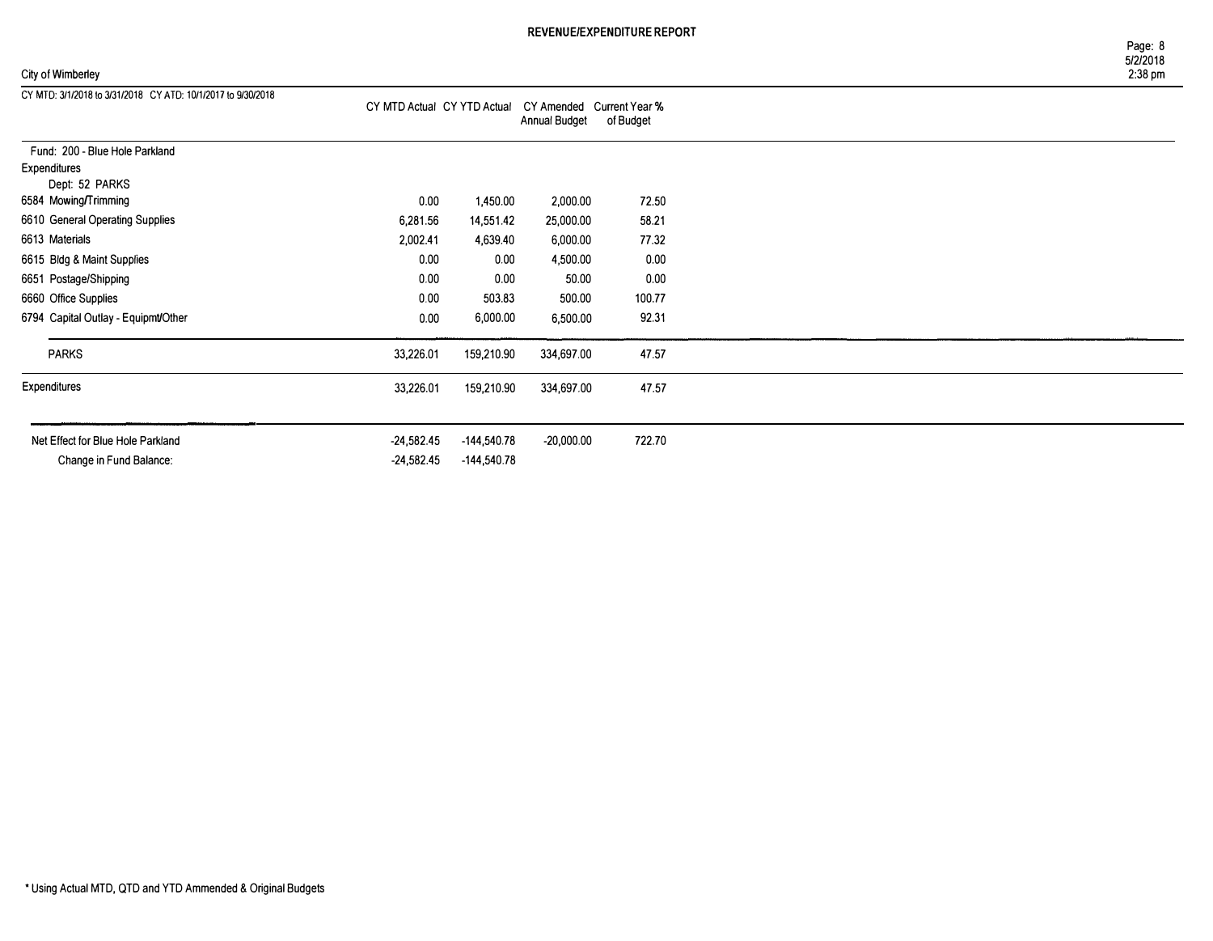**REVENUE/EXPENDITURE REPORT**

City of Wimberley

| CY MTD: 3/1/2018 to 3/31/2018 CY ATD: 10/1/2017 to 9/30/2018 | CY MTD Actual | CY YTD Actual | CY Amended Annual Budget | Current Year % of Budget |
|---|---|---|---|---|
| Fund: 200 - Blue Hole Parkland | | | | |
| Expenditures | | | | |
| Dept: 52 PARKS | | | | |
| 6584 Mowing/Trimming | 0.00 | 1,450.00 | 2,000.00 | 72.50 |
| 6610 General Operating Supplies | 6,281.56 | 14,551.42 | 25,000.00 | 58.21 |
| 6613 Materials | 2,002.41 | 4,639.40 | 6,000.00 | 77.32 |
| 6615 Bldg & Maint Supplies | 0.00 | 0.00 | 4,500.00 | 0.00 |
| 6651 Postage/Shipping | 0.00 | 0.00 | 50.00 | 0.00 |
| 6660 Office Supplies | 0.00 | 503.83 | 500.00 | 100.77 |
| 6794 Capital Outlay - Equipmt/Other | 0.00 | 6,000.00 | 6,500.00 | 92.31 |
| PARKS | 33,226.01 | 159,210.90 | 334,697.00 | 47.57 |
| Expenditures | 33,226.01 | 159,210.90 | 334,697.00 | 47.57 |
| Net Effect for Blue Hole Parkland | -24,582.45 | -144,540.78 | -20,000.00 | 722.70 |
| Change in Fund Balance: | -24,582.45 | -144,540.78 | | |

* Using Actual MTD, QTD and YTD Ammended & Original Budgets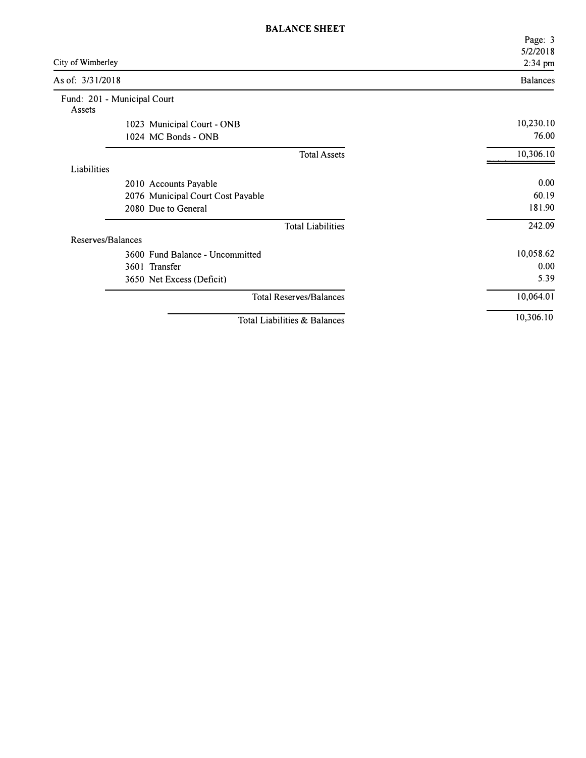# BALANCE SHEET

City of Wimberley

As of: 3/31/2018

| | Balances |
|---|---|
| **Fund: 201 - Municipal Court** | |
| **Assets** | |
| 1023 Municipal Court - ONB | 10,230.10 |
| 1024 MC Bonds - ONB | 76.00 |
| Total Assets | 10,306.10 |
| **Liabilities** | |
| 2010 Accounts Payable | 0.00 |
| 2076 Municipal Court Cost Payable | 60.19 |
| 2080 Due to General | 181.90 |
| Total Liabilities | 242.09 |
| **Reserves/Balances** | |
| 3600 Fund Balance - Uncommitted | 10,058.62 |
| 3601 Transfer | 0.00 |
| 3650 Net Excess (Deficit) | 5.39 |
| Total Reserves/Balances | 10,064.01 |
| Total Liabilities & Balances | 10,306.10 |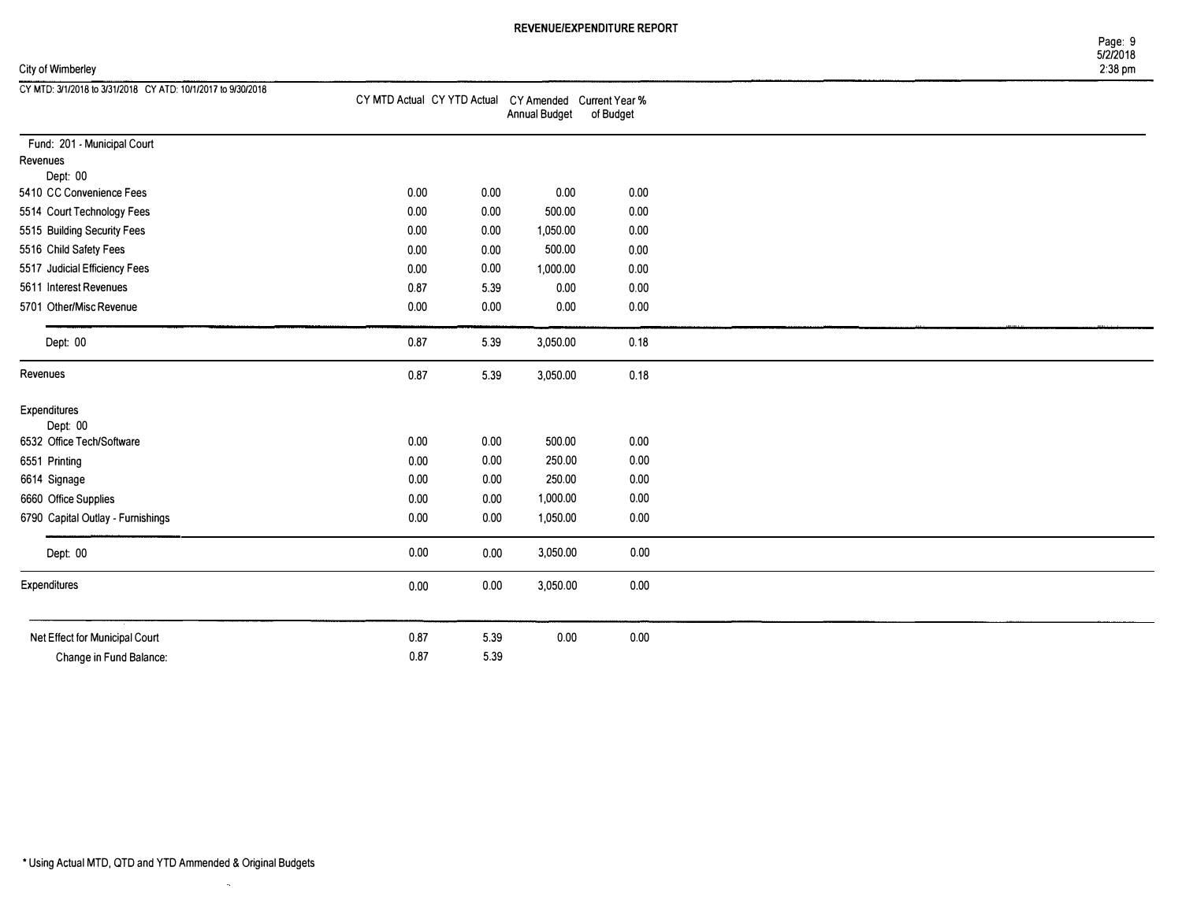# REVENUE/EXPENDITURE REPORT

City of Wimberley

CY MTD: 3/1/2018 to 3/31/2018 CY ATD: 10/1/2017 to 9/30/2018

| | CY MTD Actual | CY YTD Actual | CY Amended Annual Budget | Current Year % of Budget |
|---|---|---|---|---|
| **Fund: 201 - Municipal Court** | | | | |
| **Revenues** | | | | |
| Dept: 00 | | | | |
| 5410 CC Convenience Fees | 0.00 | 0.00 | 0.00 | 0.00 |
| 5514 Court Technology Fees | 0.00 | 0.00 | 500.00 | 0.00 |
| 5515 Building Security Fees | 0.00 | 0.00 | 1,050.00 | 0.00 |
| 5516 Child Safety Fees | 0.00 | 0.00 | 500.00 | 0.00 |
| 5517 Judicial Efficiency Fees | 0.00 | 0.00 | 1,000.00 | 0.00 |
| 5611 Interest Revenues | 0.87 | 5.39 | 0.00 | 0.00 |
| 5701 Other/Misc Revenue | 0.00 | 0.00 | 0.00 | 0.00 |
| Dept: 00 | 0.87 | 5.39 | 3,050.00 | 0.18 |
| Revenues | 0.87 | 5.39 | 3,050.00 | 0.18 |
| **Expenditures** | | | | |
| Dept: 00 | | | | |
| 6532 Office Tech/Software | 0.00 | 0.00 | 500.00 | 0.00 |
| 6551 Printing | 0.00 | 0.00 | 250.00 | 0.00 |
| 6614 Signage | 0.00 | 0.00 | 250.00 | 0.00 |
| 6660 Office Supplies | 0.00 | 0.00 | 1,000.00 | 0.00 |
| 6790 Capital Outlay - Furnishings | 0.00 | 0.00 | 1,050.00 | 0.00 |
| Dept: 00 | 0.00 | 0.00 | 3,050.00 | 0.00 |
| Expenditures | 0.00 | 0.00 | 3,050.00 | 0.00 |
| Net Effect for Municipal Court | 0.87 | 5.39 | 0.00 | 0.00 |
| Change in Fund Balance: | 0.87 | 5.39 | | |

* Using Actual MTD, QTD and YTD Ammended & Original Budgets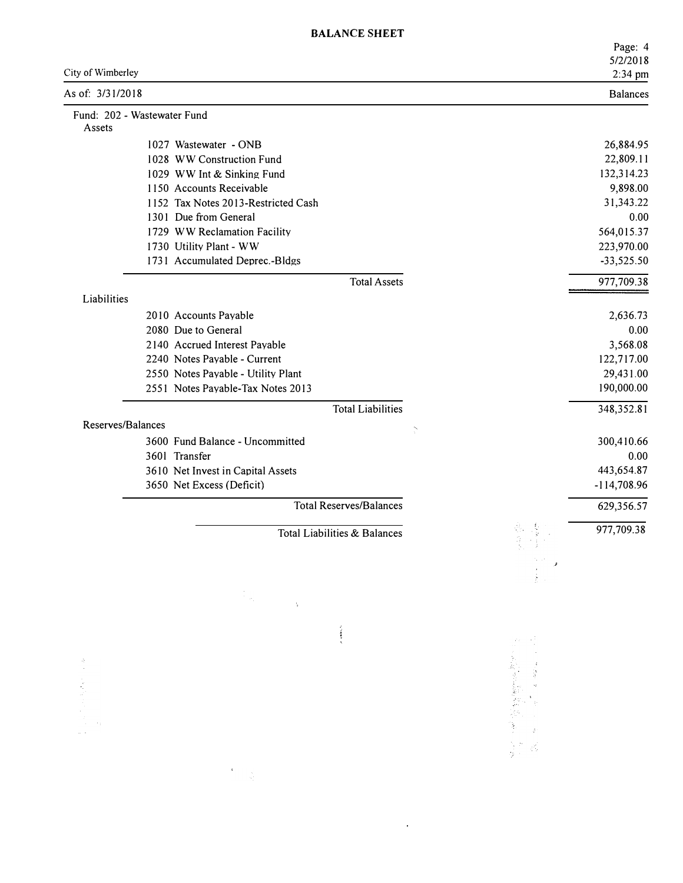# BALANCE SHEET

City of Wimberley

As of: 3/31/2018

| | Balances |
|---|---|
| **Fund: 202 - Wastewater Fund** | |
| **Assets** | |
| 1027 Wastewater - ONB | 26,884.95 |
| 1028 WW Construction Fund | 22,809.11 |
| 1029 WW Int & Sinking Fund | 132,314.23 |
| 1150 Accounts Receivable | 9,898.00 |
| 1152 Tax Notes 2013-Restricted Cash | 31,343.22 |
| 1301 Due from General | 0.00 |
| 1729 WW Reclamation Facility | 564,015.37 |
| 1730 Utility Plant - WW | 223,970.00 |
| 1731 Accumulated Deprec.-Bldgs | -33,525.50 |
| Total Assets | 977,709.38 |
| **Liabilities** | |
| 2010 Accounts Payable | 2,636.73 |
| 2080 Due to General | 0.00 |
| 2140 Accrued Interest Payable | 3,568.08 |
| 2240 Notes Payable - Current | 122,717.00 |
| 2550 Notes Payable - Utility Plant | 29,431.00 |
| 2551 Notes Payable-Tax Notes 2013 | 190,000.00 |
| Total Liabilities | 348,352.81 |
| **Reserves/Balances** | |
| 3600 Fund Balance - Uncommitted | 300,410.66 |
| 3601 Transfer | 0.00 |
| 3610 Net Invest in Capital Assets | 443,654.87 |
| 3650 Net Excess (Deficit) | -114,708.96 |
| Total Reserves/Balances | 629,356.57 |
| Total Liabilities & Balances | 977,709.38 |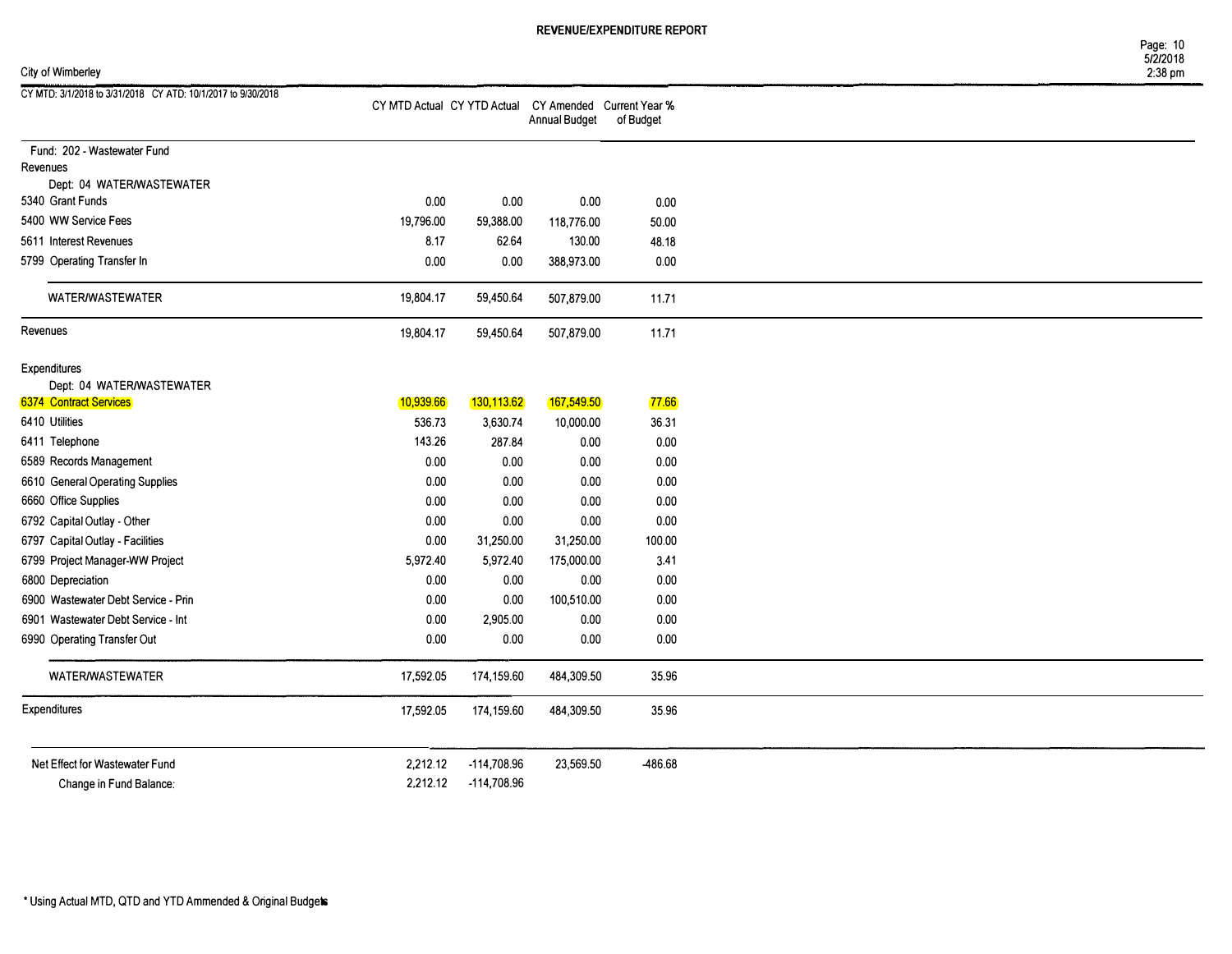# REVENUE/EXPENDITURE REPORT

City of Wimberley

CY MTD: 3/1/2018 to 3/31/2018 CY ATD: 10/1/2017 to 9/30/2018

| | CY MTD Actual | CY YTD Actual | CY Amended Annual Budget | Current Year % of Budget |
|---|---|---|---|---|
| **Fund: 202 - Wastewater Fund** | | | | |
| **Revenues** | | | | |
| Dept: 04 WATER/WASTEWATER | | | | |
| 5340 Grant Funds | 0.00 | 0.00 | 0.00 | 0.00 |
| 5400 WW Service Fees | 19,796.00 | 59,388.00 | 118,776.00 | 50.00 |
| 5611 Interest Revenues | 8.17 | 62.64 | 130.00 | 48.18 |
| 5799 Operating Transfer In | 0.00 | 0.00 | 388,973.00 | 0.00 |
| WATER/WASTEWATER | 19,804.17 | 59,450.64 | 507,879.00 | 11.71 |
| Revenues | 19,804.17 | 59,450.64 | 507,879.00 | 11.71 |
| **Expenditures** | | | | |
| Dept: 04 WATER/WASTEWATER | | | | |
| 6374 Contract Services | 10,939.66 | 130,113.62 | 167,549.50 | 77.66 |
| 6410 Utilities | 536.73 | 3,630.74 | 10,000.00 | 36.31 |
| 6411 Telephone | 143.26 | 287.84 | 0.00 | 0.00 |
| 6589 Records Management | 0.00 | 0.00 | 0.00 | 0.00 |
| 6610 General Operating Supplies | 0.00 | 0.00 | 0.00 | 0.00 |
| 6660 Office Supplies | 0.00 | 0.00 | 0.00 | 0.00 |
| 6792 Capital Outlay - Other | 0.00 | 0.00 | 0.00 | 0.00 |
| 6797 Capital Outlay - Facilities | 0.00 | 31,250.00 | 31,250.00 | 100.00 |
| 6799 Project Manager-WW Project | 5,972.40 | 5,972.40 | 175,000.00 | 3.41 |
| 6800 Depreciation | 0.00 | 0.00 | 0.00 | 0.00 |
| 6900 Wastewater Debt Service - Prin | 0.00 | 0.00 | 100,510.00 | 0.00 |
| 6901 Wastewater Debt Service - Int | 0.00 | 2,905.00 | 0.00 | 0.00 |
| 6990 Operating Transfer Out | 0.00 | 0.00 | 0.00 | 0.00 |
| WATER/WASTEWATER | 17,592.05 | 174,159.60 | 484,309.50 | 35.96 |
| Expenditures | 17,592.05 | 174,159.60 | 484,309.50 | 35.96 |
| Net Effect for Wastewater Fund | 2,212.12 | -114,708.96 | 23,569.50 | -486.68 |
| Change in Fund Balance: | 2,212.12 | -114,708.96 | | |

* Using Actual MTD, QTD and YTD Ammended & Original Budgets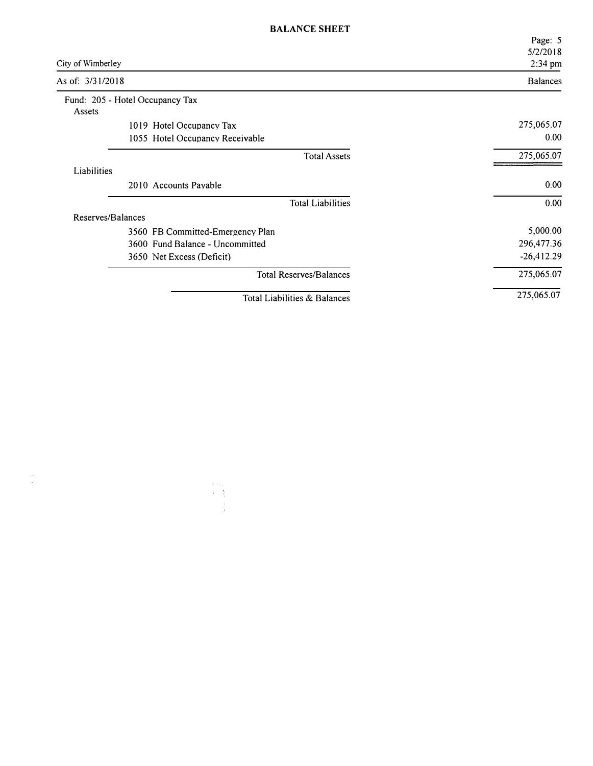# BALANCE SHEET

City of Wimberley

As of: 3/31/2018

| | Balances |
|---|---|
| **Fund: 205 - Hotel Occupancy Tax** | |
| **Assets** | |
| 1019 Hotel Occupancy Tax | 275,065.07 |
| 1055 Hotel Occupancy Receivable | 0.00 |
| Total Assets | 275,065.07 |
| **Liabilities** | |
| 2010 Accounts Payable | 0.00 |
| Total Liabilities | 0.00 |
| **Reserves/Balances** | |
| 3560 FB Committed-Emergency Plan | 5,000.00 |
| 3600 Fund Balance - Uncommitted | 296,477.36 |
| 3650 Net Excess (Deficit) | -26,412.29 |
| Total Reserves/Balances | 275,065.07 |
| Total Liabilities & Balances | 275,065.07 |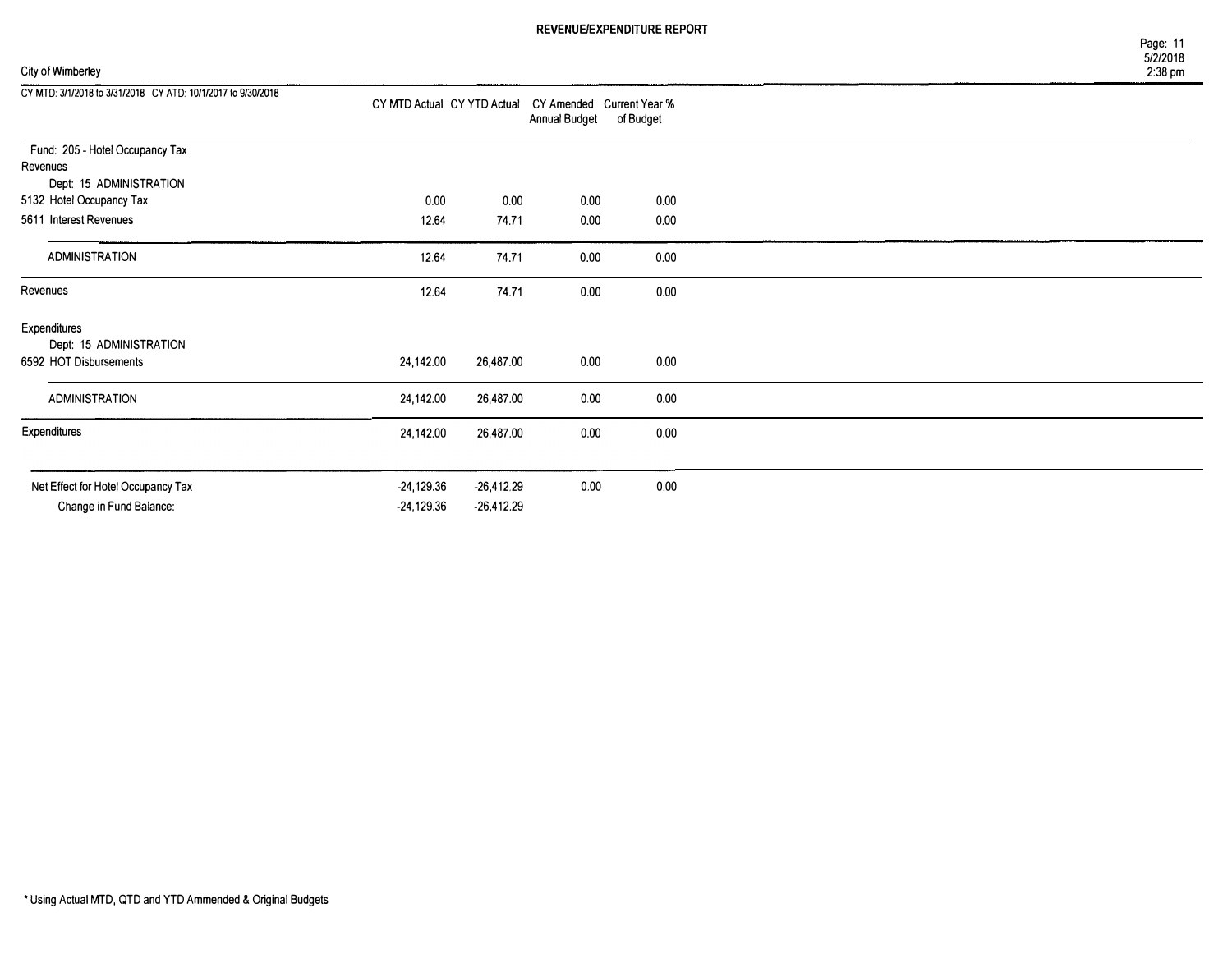# REVENUE/EXPENDITURE REPORT

City of Wimberley

CY MTD: 3/1/2018 to 3/31/2018 CY ATD: 10/1/2017 to 9/30/2018

| | CY MTD Actual | CY YTD Actual | CY Amended Annual Budget | Current Year % of Budget |
|---|---|---|---|---|
| Fund: 205 - Hotel Occupancy Tax | | | | |
| Revenues | | | | |
| Dept: 15 ADMINISTRATION | | | | |
| 5132 Hotel Occupancy Tax | 0.00 | 0.00 | 0.00 | 0.00 |
| 5611 Interest Revenues | 12.64 | 74.71 | 0.00 | 0.00 |
| ADMINISTRATION | 12.64 | 74.71 | 0.00 | 0.00 |
| Revenues | 12.64 | 74.71 | 0.00 | 0.00 |
| Expenditures | | | | |
| Dept: 15 ADMINISTRATION | | | | |
| 6592 HOT Disbursements | 24,142.00 | 26,487.00 | 0.00 | 0.00 |
| ADMINISTRATION | 24,142.00 | 26,487.00 | 0.00 | 0.00 |
| Expenditures | 24,142.00 | 26,487.00 | 0.00 | 0.00 |
| Net Effect for Hotel Occupancy Tax | -24,129.36 | -26,412.29 | 0.00 | 0.00 |
| Change in Fund Balance: | -24,129.36 | -26,412.29 | | |

* Using Actual MTD, QTD and YTD Ammended & Original Budgets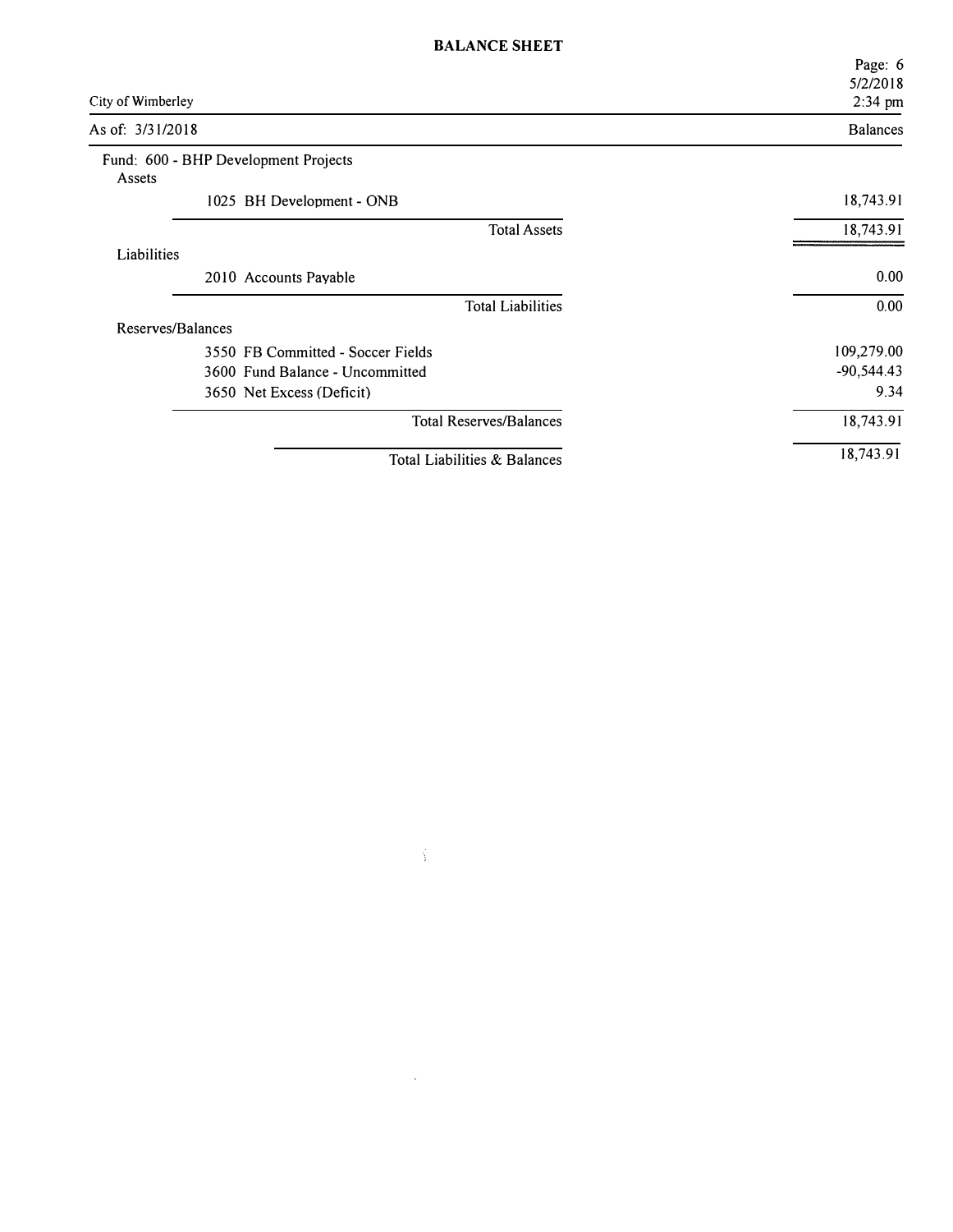# BALANCE SHEET

City of Wimberley

5/2/2018
2:34 pm

As of: 3/31/2018

| | Balances |
|---|---|
| **Fund: 600 - BHP Development Projects** | |
| **Assets** | |
| 1025 BH Development - ONB | 18,743.91 |
| Total Assets | 18,743.91 |
| **Liabilities** | |
| 2010 Accounts Payable | 0.00 |
| Total Liabilities | 0.00 |
| **Reserves/Balances** | |
| 3550 FB Committed - Soccer Fields | 109,279.00 |
| 3600 Fund Balance - Uncommitted | -90,544.43 |
| 3650 Net Excess (Deficit) | 9.34 |
| Total Reserves/Balances | 18,743.91 |
| Total Liabilities & Balances | 18,743.91 |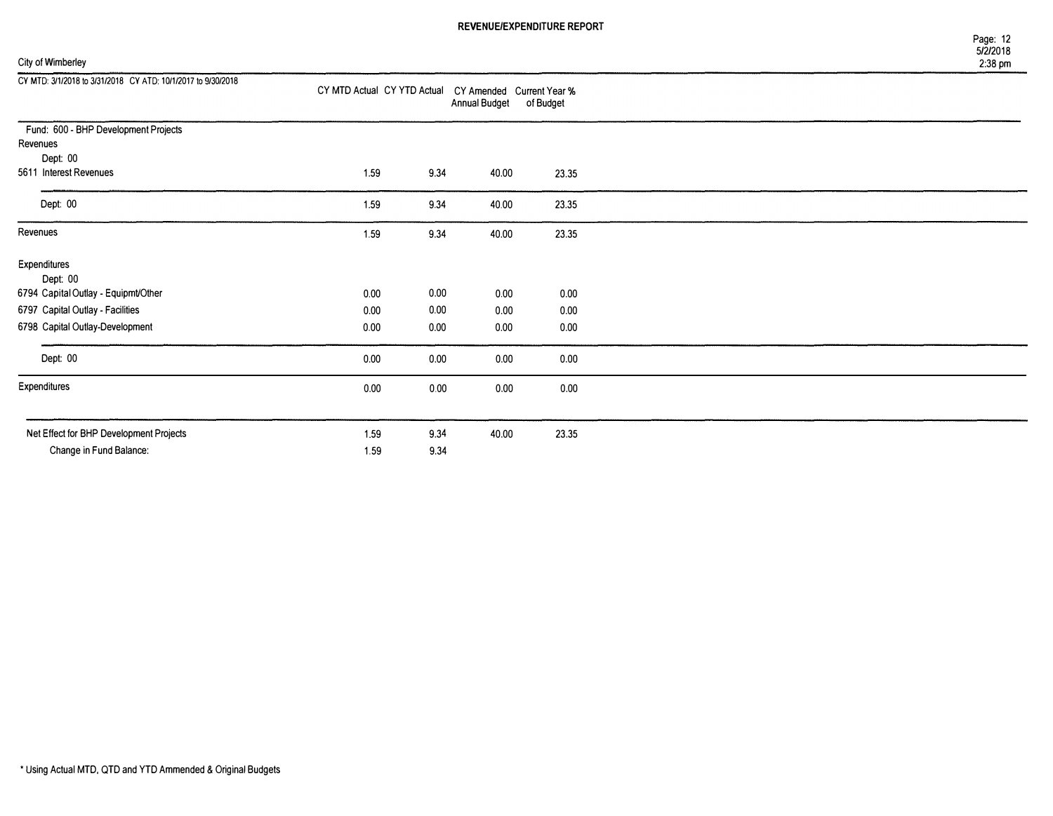# REVENUE/EXPENDITURE REPORT

City of Wimberley

| CY MTD: 3/1/2018 to 3/31/2018 CY ATD: 10/1/2017 to 9/30/2018 | CY MTD Actual | CY YTD Actual | CY Amended Annual Budget | Current Year % of Budget |
|---|---|---|---|---|
| **Fund: 600 - BHP Development Projects** | | | | |
| **Revenues** | | | | |
| Dept: 00 | | | | |
| 5611 Interest Revenues | 1.59 | 9.34 | 40.00 | 23.35 |
| Dept: 00 | 1.59 | 9.34 | 40.00 | 23.35 |
| Revenues | 1.59 | 9.34 | 40.00 | 23.35 |
| **Expenditures** | | | | |
| Dept: 00 | | | | |
| 6794 Capital Outlay - Equipmt/Other | 0.00 | 0.00 | 0.00 | 0.00 |
| 6797 Capital Outlay - Facilities | 0.00 | 0.00 | 0.00 | 0.00 |
| 6798 Capital Outlay-Development | 0.00 | 0.00 | 0.00 | 0.00 |
| Dept: 00 | 0.00 | 0.00 | 0.00 | 0.00 |
| Expenditures | 0.00 | 0.00 | 0.00 | 0.00 |
| Net Effect for BHP Development Projects | 1.59 | 9.34 | 40.00 | 23.35 |
| Change in Fund Balance: | 1.59 | 9.34 | | |

* Using Actual MTD, QTD and YTD Ammended & Original Budgets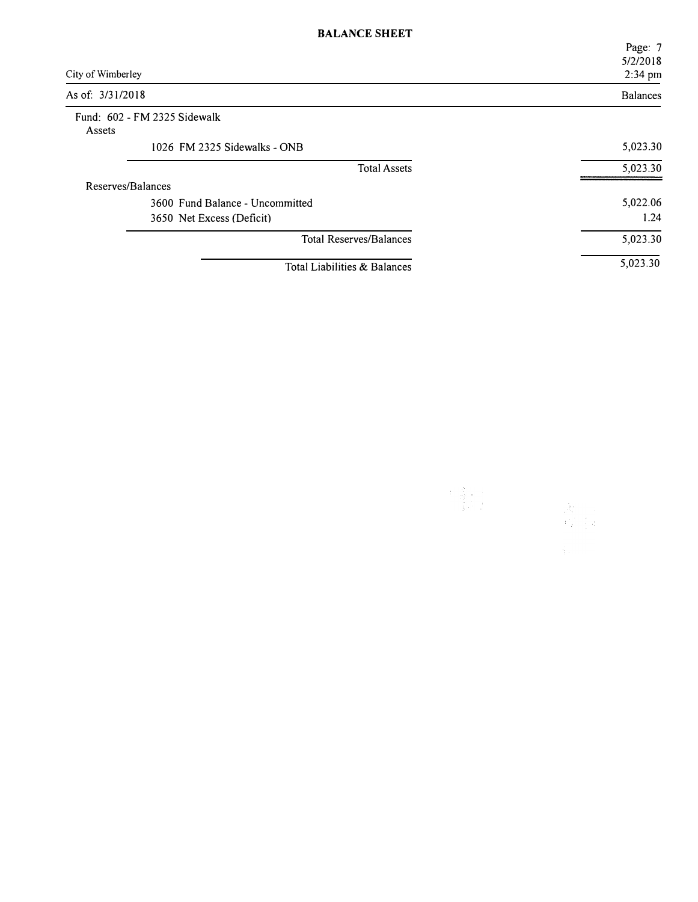# BALANCE SHEET

City of Wimberley

As of: 3/31/2018

| | Balances |
|---|---|
| **Fund: 602 - FM 2325 Sidewalk** | |
| **Assets** | |
| 1026 FM 2325 Sidewalks - ONB | 5,023.30 |
| Total Assets | 5,023.30 |
| **Reserves/Balances** | |
| 3600 Fund Balance - Uncommitted | 5,022.06 |
| 3650 Net Excess (Deficit) | 1.24 |
| Total Reserves/Balances | 5,023.30 |
| Total Liabilities & Balances | 5,023.30 |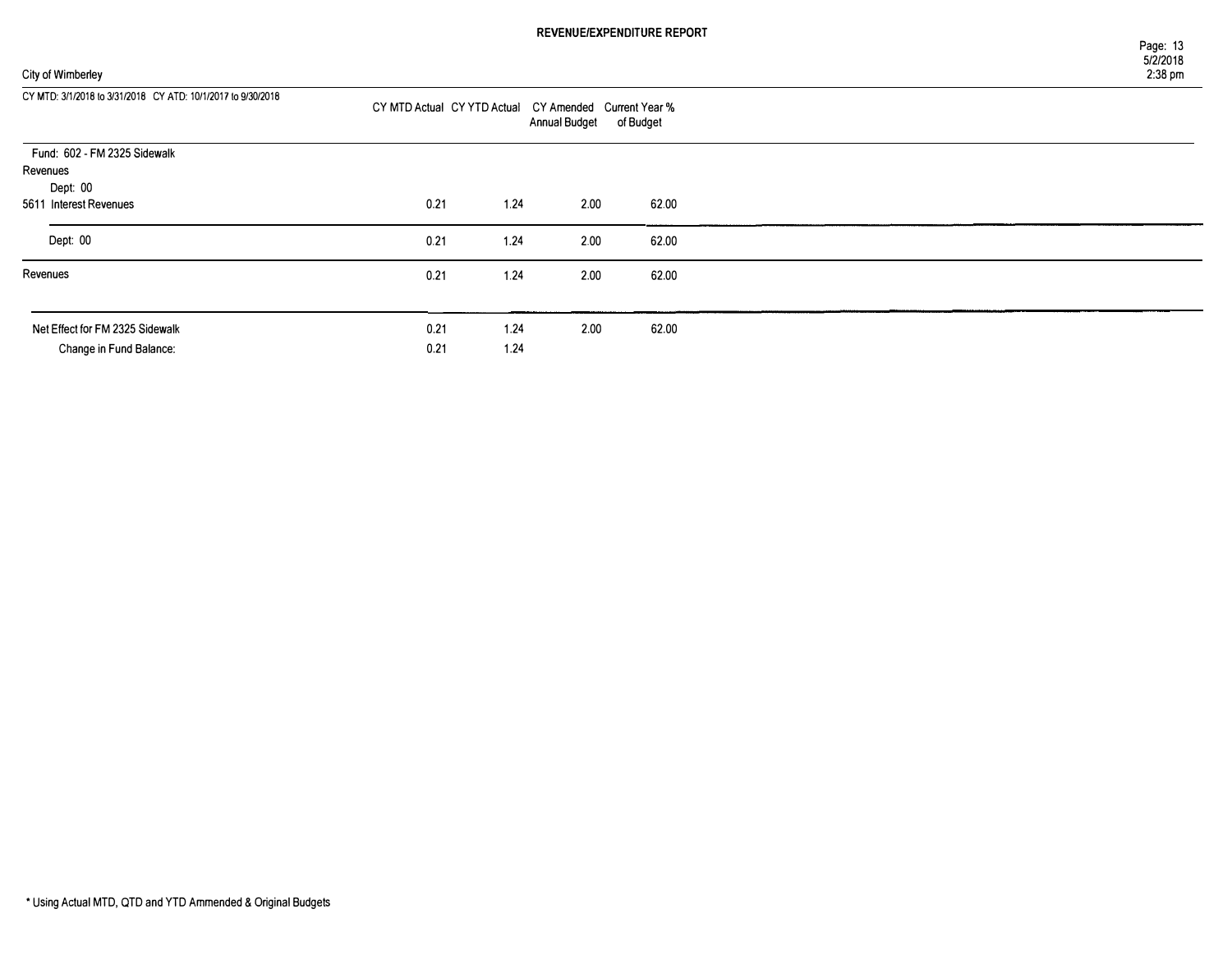# REVENUE/EXPENDITURE REPORT

City of Wimberley

CY MTD: 3/1/2018 to 3/31/2018 CY ATD: 10/1/2017 to 9/30/2018

| | CY MTD Actual | CY YTD Actual | CY Amended Annual Budget | Current Year % of Budget |
|---|---|---|---|---|
| Fund: 602 - FM 2325 Sidewalk | | | | |
| Revenues | | | | |
| Dept: 00 | | | | |
| 5611 Interest Revenues | 0.21 | 1.24 | 2.00 | 62.00 |
| Dept: 00 | 0.21 | 1.24 | 2.00 | 62.00 |
| Revenues | 0.21 | 1.24 | 2.00 | 62.00 |
| Net Effect for FM 2325 Sidewalk | 0.21 | 1.24 | 2.00 | 62.00 |
| Change in Fund Balance: | 0.21 | 1.24 | | |

* Using Actual MTD, QTD and YTD Ammended & Original Budgets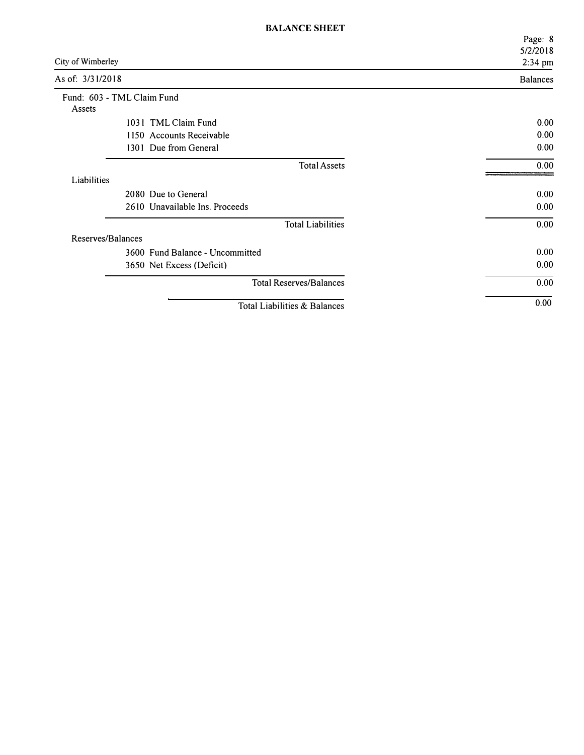# BALANCE SHEET

City of Wimberley

As of: 3/31/2018

| | Balances |
|---|---|
| **Fund: 603 - TML Claim Fund** | |
| **Assets** | |
| 1031 TML Claim Fund | 0.00 |
| 1150 Accounts Receivable | 0.00 |
| 1301 Due from General | 0.00 |
| Total Assets | 0.00 |
| **Liabilities** | |
| 2080 Due to General | 0.00 |
| 2610 Unavailable Ins. Proceeds | 0.00 |
| Total Liabilities | 0.00 |
| **Reserves/Balances** | |
| 3600 Fund Balance - Uncommitted | 0.00 |
| 3650 Net Excess (Deficit) | 0.00 |
| Total Reserves/Balances | 0.00 |
| Total Liabilities & Balances | 0.00 |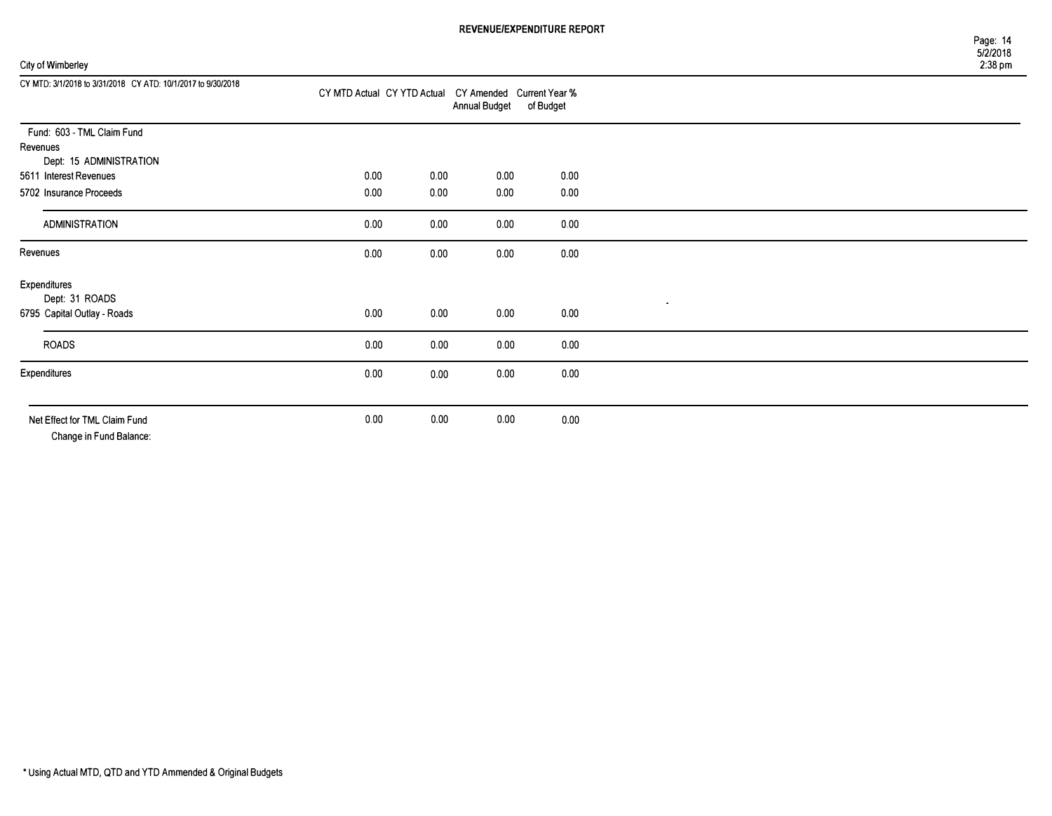# REVENUE/EXPENDITURE REPORT

City of Wimberley

CY MTD: 3/1/2018 to 3/31/2018 CY ATD: 10/1/2017 to 9/30/2018

| | CY MTD Actual | CY YTD Actual | CY Amended Annual Budget | Current Year % of Budget |
|---|---|---|---|---|
| **Fund: 603 - TML Claim Fund** | | | | |
| **Revenues** | | | | |
| Dept: 15 ADMINISTRATION | | | | |
| 5611 Interest Revenues | 0.00 | 0.00 | 0.00 | 0.00 |
| 5702 Insurance Proceeds | 0.00 | 0.00 | 0.00 | 0.00 |
| ADMINISTRATION | 0.00 | 0.00 | 0.00 | 0.00 |
| Revenues | 0.00 | 0.00 | 0.00 | 0.00 |
| **Expenditures** | | | | |
| Dept: 31 ROADS | | | | |
| 6795 Capital Outlay - Roads | 0.00 | 0.00 | 0.00 | 0.00 |
| ROADS | 0.00 | 0.00 | 0.00 | 0.00 |
| Expenditures | 0.00 | 0.00 | 0.00 | 0.00 |
| Net Effect for TML Claim Fund | 0.00 | 0.00 | 0.00 | 0.00 |
| Change in Fund Balance: | | | | |

* Using Actual MTD, QTD and YTD Ammended & Original Budgets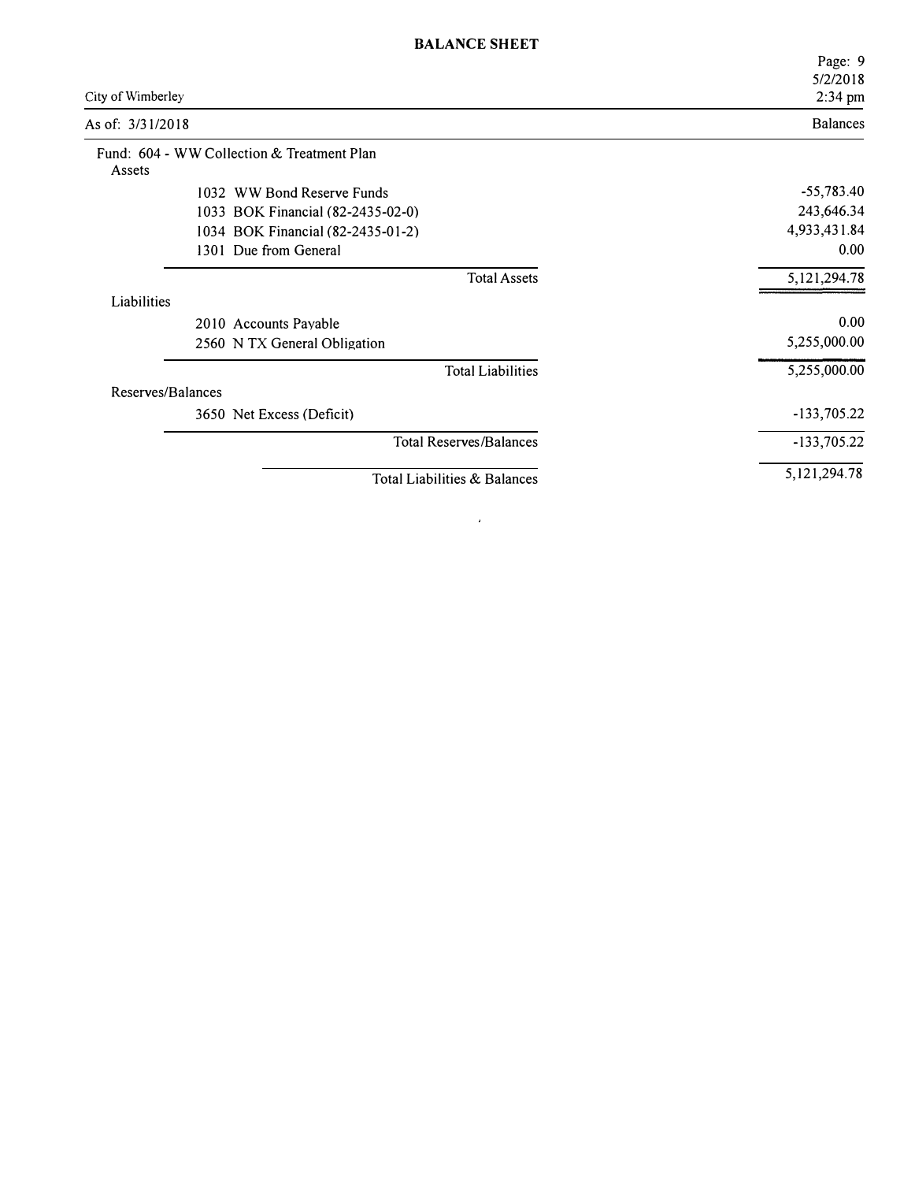# BALANCE SHEET

City of Wimberley

As of: 3/31/2018

| | Balances |
|---|---|
| **Fund: 604 - WW Collection & Treatment Plan** | |
| **Assets** | |
| 1032 WW Bond Reserve Funds | -55,783.40 |
| 1033 BOK Financial (82-2435-02-0) | 243,646.34 |
| 1034 BOK Financial (82-2435-01-2) | 4,933,431.84 |
| 1301 Due from General | 0.00 |
| Total Assets | 5,121,294.78 |
| **Liabilities** | |
| 2010 Accounts Payable | 0.00 |
| 2560 N TX General Obligation | 5,255,000.00 |
| Total Liabilities | 5,255,000.00 |
| **Reserves/Balances** | |
| 3650 Net Excess (Deficit) | -133,705.22 |
| Total Reserves/Balances | -133,705.22 |
| Total Liabilities & Balances | 5,121,294.78 |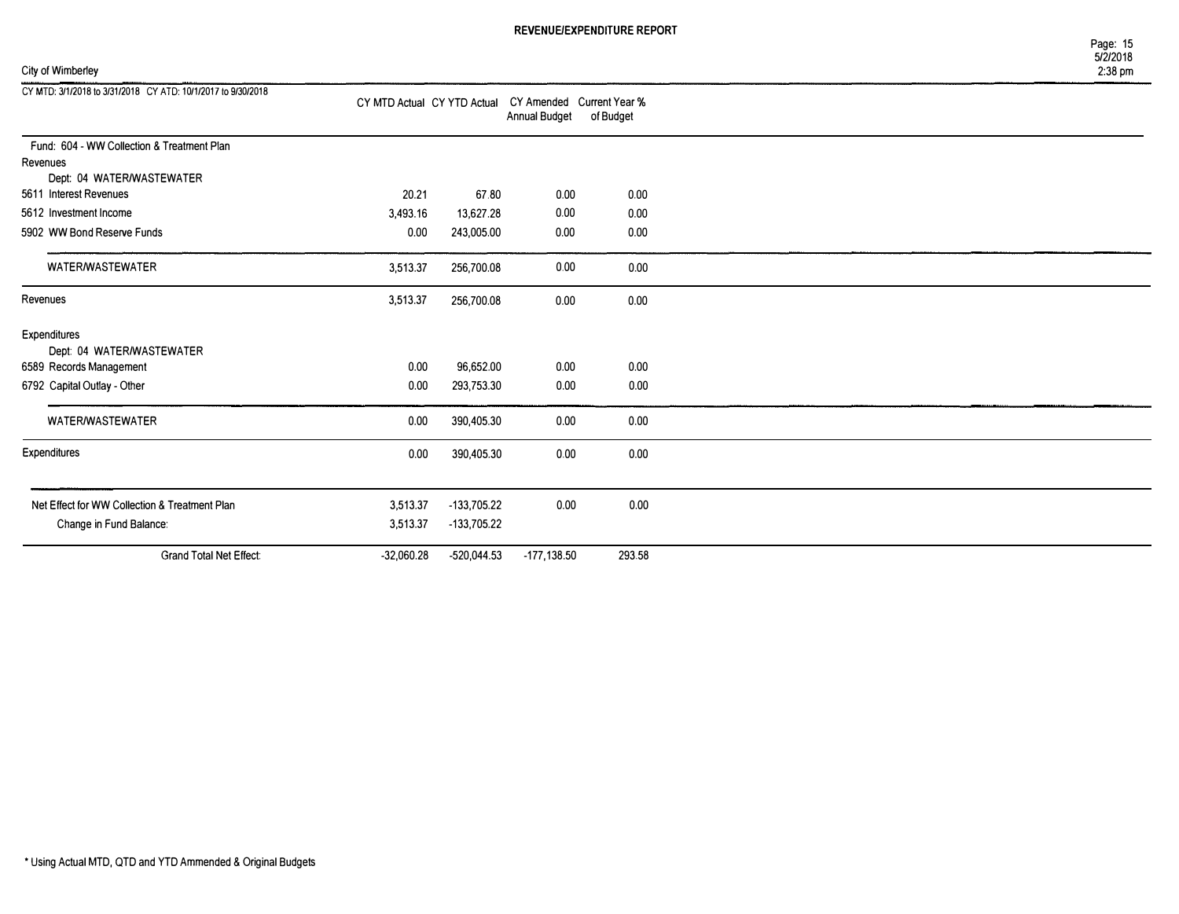# REVENUE/EXPENDITURE REPORT

City of Wimberley

CY MTD: 3/1/2018 to 3/31/2018 CY ATD: 10/1/2017 to 9/30/2018

| | CY MTD Actual | CY YTD Actual | CY Amended Annual Budget | Current Year % of Budget |
|---|---|---|---|---|
| Fund: 604 - WW Collection & Treatment Plan | | | | |
| Revenues | | | | |
| Dept: 04 WATER/WASTEWATER | | | | |
| 5611 Interest Revenues | 20.21 | 67.80 | 0.00 | 0.00 |
| 5612 Investment Income | 3,493.16 | 13,627.28 | 0.00 | 0.00 |
| 5902 WW Bond Reserve Funds | 0.00 | 243,005.00 | 0.00 | 0.00 |
| WATER/WASTEWATER | 3,513.37 | 256,700.08 | 0.00 | 0.00 |
| Revenues | 3,513.37 | 256,700.08 | 0.00 | 0.00 |
| Expenditures | | | | |
| Dept: 04 WATER/WASTEWATER | | | | |
| 6589 Records Management | 0.00 | 96,652.00 | 0.00 | 0.00 |
| 6792 Capital Outlay - Other | 0.00 | 293,753.30 | 0.00 | 0.00 |
| WATER/WASTEWATER | 0.00 | 390,405.30 | 0.00 | 0.00 |
| Expenditures | 0.00 | 390,405.30 | 0.00 | 0.00 |
| Net Effect for WW Collection & Treatment Plan | 3,513.37 | -133,705.22 | 0.00 | 0.00 |
| Change in Fund Balance: | 3,513.37 | -133,705.22 | | |
| Grand Total Net Effect: | -32,060.28 | -520,044.53 | -177,138.50 | 293.58 |

* Using Actual MTD, QTD and YTD Ammended & Original Budgets